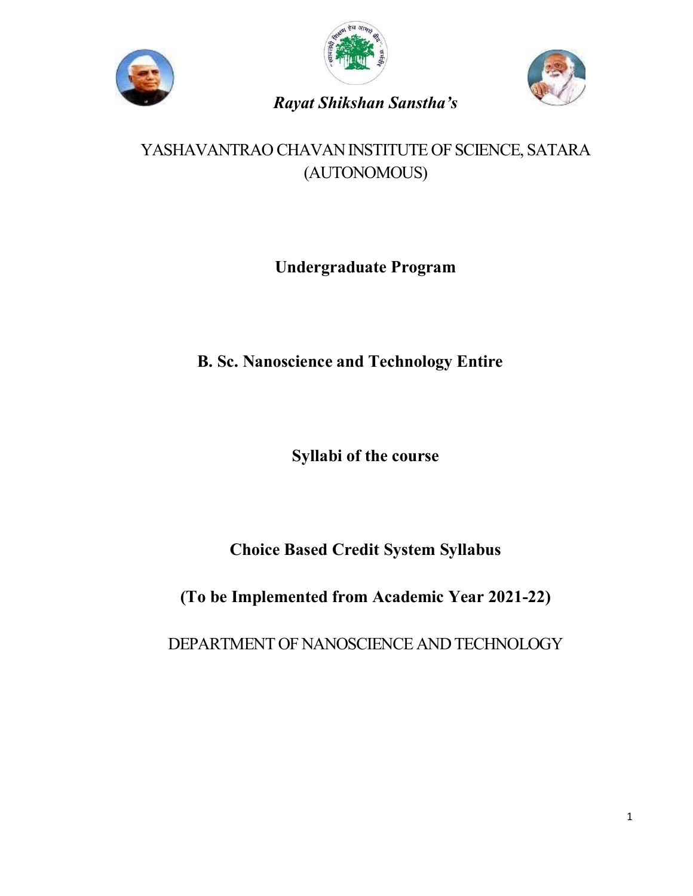*Rayat Shikshan Sanstha's*

YASHAVANTRAO CHAVAN INSTITUTE OF SCIENCE, SATARA (AUTONOMOUS)

**Undergraduate Program**

**B. Sc. Nanoscience and Technology Entire**

**Syllabi of the course**

**Choice Based Credit System Syllabus**

**(To be Implemented from Academic Year 2021-22)**

DEPARTMENT OF NANOSCIENCE AND TECHNOLOGY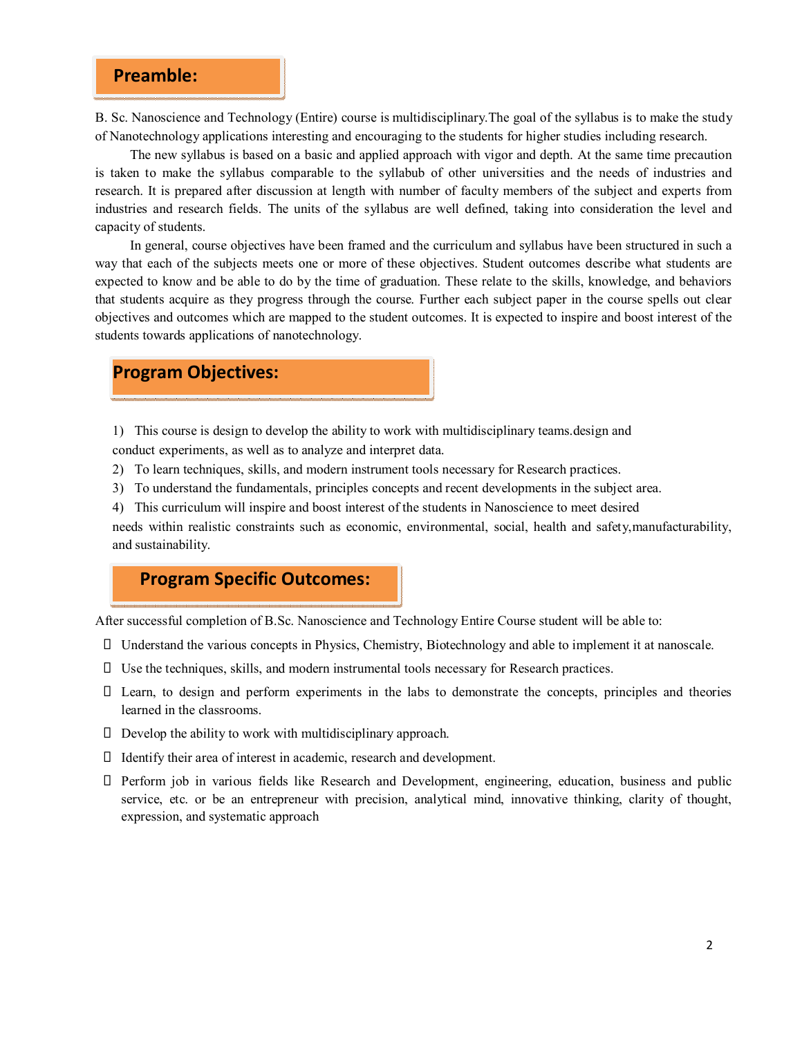## Preamble:

B. Sc. Nanoscience and Technology (Entire) course is multidisciplinary.The goal of the syllabus is to make the study of Nanotechnology applications interesting and encouraging to the students for higher studies including research.

The new syllabus is based on a basic and applied approach with vigor and depth. At the same time precaution is taken to make the syllabus comparable to the syllabub of other universities and the needs of industries and research. It is prepared after discussion at length with number of faculty members of the subject and experts from industries and research fields. The units of the syllabus are well defined, taking into consideration the level and capacity of students.

In general, course objectives have been framed and the curriculum and syllabus have been structured in such a way that each of the subjects meets one or more of these objectives. Student outcomes describe what students are expected to know and be able to do by the time of graduation. These relate to the skills, knowledge, and behaviors that students acquire as they progress through the course. Further each subject paper in the course spells out clear objectives and outcomes which are mapped to the student outcomes. It is expected to inspire and boost interest of the students towards applications of nanotechnology.

## Program Objectives:

1) This course is design to develop the ability to work with multidisciplinary teams.design and conduct experiments, as well as to analyze and interpret data.
2) To learn techniques, skills, and modern instrument tools necessary for Research practices.
3) To understand the fundamentals, principles concepts and recent developments in the subject area.
4) This curriculum will inspire and boost interest of the students in Nanoscience to meet desired needs within realistic constraints such as economic, environmental, social, health and safety,manufacturability, and sustainability.

## Program Specific Outcomes:

After successful completion of B.Sc. Nanoscience and Technology Entire Course student will be able to:

- Understand the various concepts in Physics, Chemistry, Biotechnology and able to implement it at nanoscale.
- Use the techniques, skills, and modern instrumental tools necessary for Research practices.
- Learn, to design and perform experiments in the labs to demonstrate the concepts, principles and theories learned in the classrooms.
- Develop the ability to work with multidisciplinary approach.
- Identify their area of interest in academic, research and development.
- Perform job in various fields like Research and Development, engineering, education, business and public service, etc. or be an entrepreneur with precision, analytical mind, innovative thinking, clarity of thought, expression, and systematic approach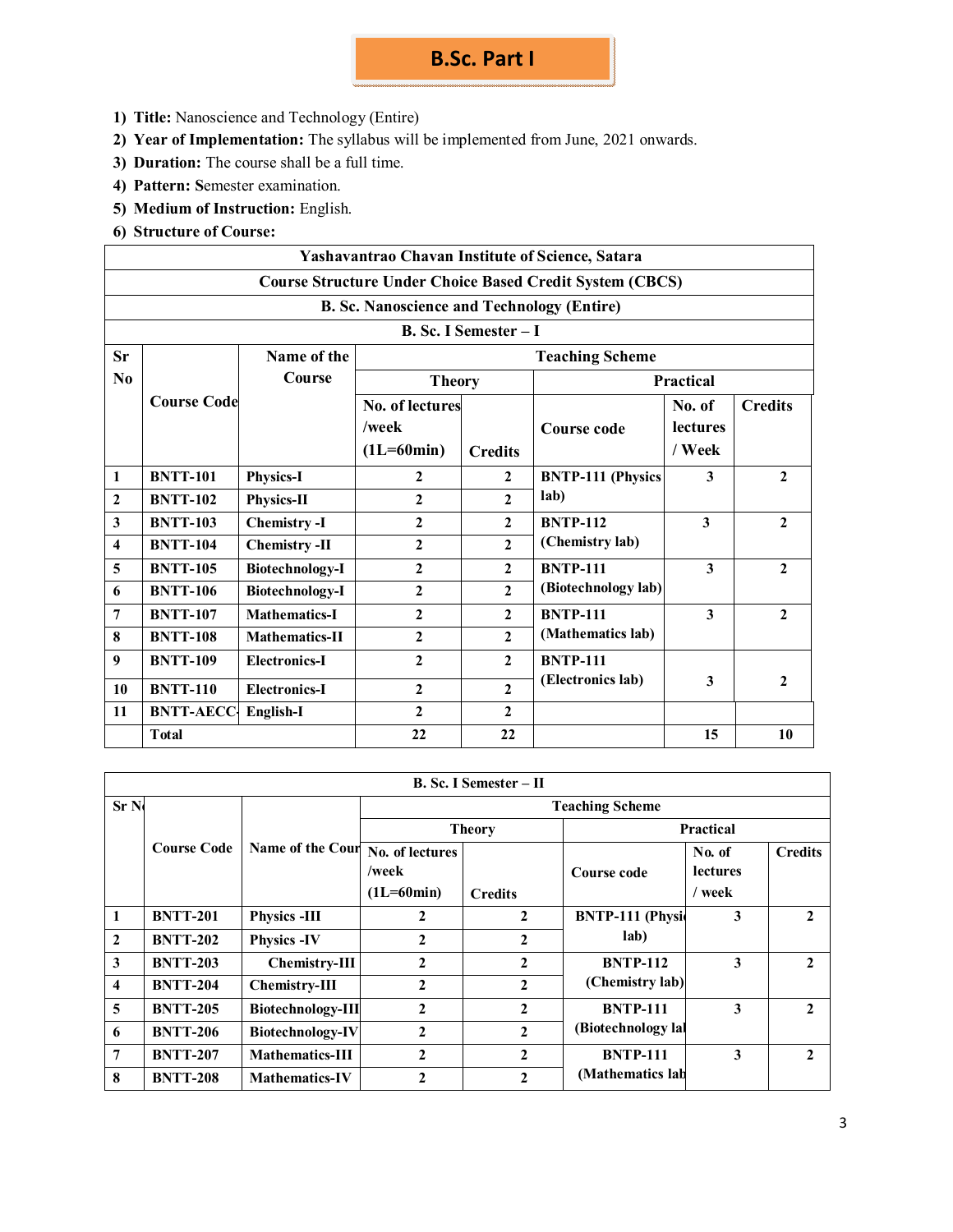# B.Sc. Part I

1) **Title:** Nanoscience and Technology (Entire)
2) **Year of Implementation:** The syllabus will be implemented from June, 2021 onwards.
3) **Duration:** The course shall be a full time.
4) **Pattern:** **S**emester examination.
5) **Medium of Instruction:** English.
6) **Structure of Course:**

| Yashavantrao Chavan Institute of Science, Satara | | | | | | | |
|---|---|---|---|---|---|---|---|
| **Course Structure Under Choice Based Credit System (CBCS)** | | | | | | | |
| **B. Sc. Nanoscience and Technology (Entire)** | | | | | | | |
| **B. Sc. I Semester – I** | | | | | | | |
| **Sr No** | **Course Code** | **Name of the Course** | **Teaching Scheme** | | | | |
| | | | **Theory** | | **Practical** | | |
| | | | **No. of lectures /week (1L=60min)** | **Credits** | **Course code** | **No. of lectures / Week** | **Credits** |
| 1 | BNTT-101 | Physics-I | 2 | 2 | BNTP-111 (Physics lab) | 3 | 2 |
| 2 | BNTT-102 | Physics-II | 2 | 2 | | | |
| 3 | BNTT-103 | Chemistry -I | 2 | 2 | BNTP-112 (Chemistry lab) | 3 | 2 |
| 4 | BNTT-104 | Chemistry -II | 2 | 2 | | | |
| 5 | BNTT-105 | Biotechnology-I | 2 | 2 | BNTP-111 (Biotechnology lab) | 3 | 2 |
| 6 | BNTT-106 | Biotechnology-I | 2 | 2 | | | |
| 7 | BNTT-107 | Mathematics-I | 2 | 2 | BNTP-111 (Mathematics lab) | 3 | 2 |
| 8 | BNTT-108 | Mathematics-II | 2 | 2 | | | |
| 9 | BNTT-109 | Electronics-I | 2 | 2 | BNTP-111 (Electronics lab) | 3 | 2 |
| 10 | BNTT-110 | Electronics-I | 2 | 2 | | | |
| 11 | BNTT-AECC- | English-I | 2 | 2 | | | |
| | **Total** | | **22** | **22** | | **15** | **10** |

| B. Sc. I Semester – II | | | | | | | |
|---|---|---|---|---|---|---|---|
| **Sr No** | **Course Code** | **Name of the Course** | **Teaching Scheme** | | | | |
| | | | **Theory** | | **Practical** | | |
| | | | **No. of lectures /week (1L=60min)** | **Credits** | **Course code** | **No. of lectures / week** | **Credits** |
| 1 | BNTT-201 | Physics -III | 2 | 2 | BNTP-111 (Physics lab) | 3 | 2 |
| 2 | BNTT-202 | Physics -IV | 2 | 2 | | | |
| 3 | BNTT-203 | Chemistry-III | 2 | 2 | BNTP-112 (Chemistry lab) | 3 | 2 |
| 4 | BNTT-204 | Chemistry-III | 2 | 2 | | | |
| 5 | BNTT-205 | Biotechnology-III | 2 | 2 | BNTP-111 (Biotechnology lab) | 3 | 2 |
| 6 | BNTT-206 | Biotechnology-IV | 2 | 2 | | | |
| 7 | BNTT-207 | Mathematics-III | 2 | 2 | BNTP-111 (Mathematics lab) | 3 | 2 |
| 8 | BNTT-208 | Mathematics-IV | 2 | 2 | | | |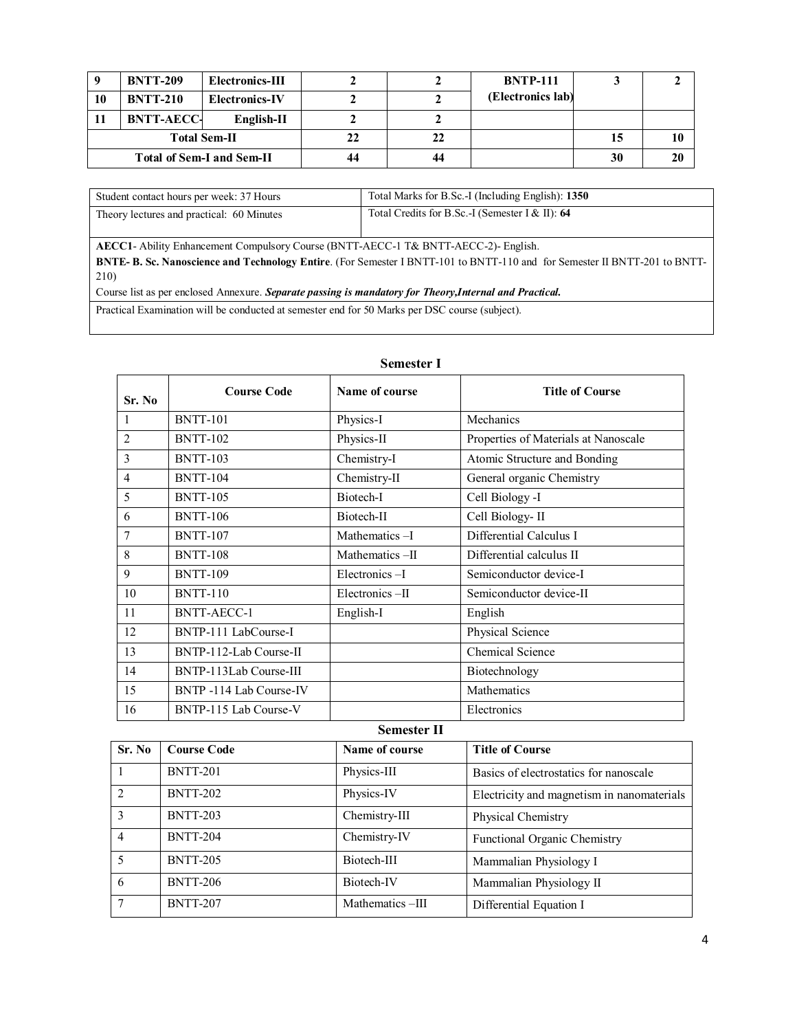| 9 | BNTT-209 | Electronics-III | 2 | 2 | BNTP-111 (Electronics lab) | 3 | 2 |
|---|---|---|---|---|---|---|---|
| 10 | BNTT-210 | Electronics-IV | 2 | 2 | | | |
| 11 | BNTT-AECC- | English-II | 2 | 2 | | | |
| Total Sem-II | | | 22 | 22 | | 15 | 10 |
| Total of Sem-I and Sem-II | | | 44 | 44 | | 30 | 20 |

| Student contact hours per week: 37 Hours | Total Marks for B.Sc.-I (Including English): **1350** |
|---|---|
| Theory lectures and practical: 60 Minutes | Total Credits for B.Sc.-I (Semester I & II): **64** |

**AECC1**- Ability Enhancement Compulsory Course (BNTT-AECC-1 T& BNTT-AECC-2)- English.

**BNTE- B. Sc. Nanoscience and Technology Entire**. (For Semester I BNTT-101 to BNTT-110 and for Semester II BNTT-201 to BNTT-210)

Course list as per enclosed Annexure. ***Separate passing is mandatory for Theory,Internal and Practical.***

Practical Examination will be conducted at semester end for 50 Marks per DSC course (subject).

## Semester I

| Sr. No | Course Code | Name of course | Title of Course |
|---|---|---|---|
| 1 | BNTT-101 | Physics-I | Mechanics |
| 2 | BNTT-102 | Physics-II | Properties of Materials at Nanoscale |
| 3 | BNTT-103 | Chemistry-I | Atomic Structure and Bonding |
| 4 | BNTT-104 | Chemistry-II | General organic Chemistry |
| 5 | BNTT-105 | Biotech-I | Cell Biology -I |
| 6 | BNTT-106 | Biotech-II | Cell Biology- II |
| 7 | BNTT-107 | Mathematics –I | Differential Calculus I |
| 8 | BNTT-108 | Mathematics –II | Differential calculus II |
| 9 | BNTT-109 | Electronics –I | Semiconductor device-I |
| 10 | BNTT-110 | Electronics –II | Semiconductor device-II |
| 11 | BNTT-AECC-1 | English-I | English |
| 12 | BNTP-111 LabCourse-I | | Physical Science |
| 13 | BNTP-112-Lab Course-II | | Chemical Science |
| 14 | BNTP-113Lab Course-III | | Biotechnology |
| 15 | BNTP -114 Lab Course-IV | | Mathematics |
| 16 | BNTP-115 Lab Course-V | | Electronics |

## Semester II

| Sr. No | Course Code | Name of course | Title of Course |
|---|---|---|---|
| 1 | BNTT-201 | Physics-III | Basics of electrostatics for nanoscale |
| 2 | BNTT-202 | Physics-IV | Electricity and magnetism in nanomaterials |
| 3 | BNTT-203 | Chemistry-III | Physical Chemistry |
| 4 | BNTT-204 | Chemistry-IV | Functional Organic Chemistry |
| 5 | BNTT-205 | Biotech-III | Mammalian Physiology I |
| 6 | BNTT-206 | Biotech-IV | Mammalian Physiology II |
| 7 | BNTT-207 | Mathematics –III | Differential Equation I |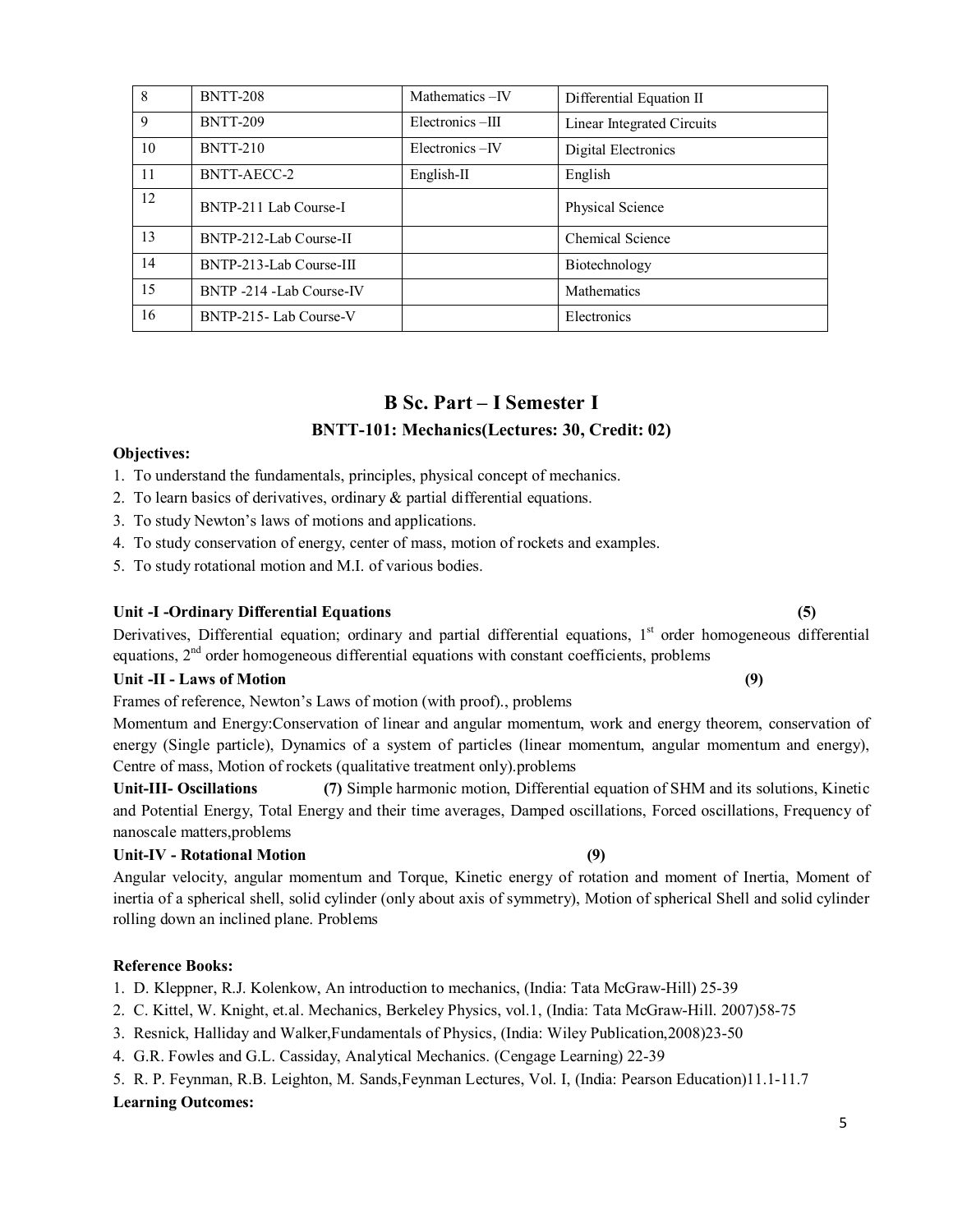| 8 | BNTT-208 | Mathematics –IV | Differential Equation II |
|---|---|---|---|
| 9 | BNTT-209 | Electronics –III | Linear Integrated Circuits |
| 10 | BNTT-210 | Electronics –IV | Digital Electronics |
| 11 | BNTT-AECC-2 | English-II | English |
| 12 | BNTP-211 Lab Course-I | | Physical Science |
| 13 | BNTP-212-Lab Course-II | | Chemical Science |
| 14 | BNTP-213-Lab Course-III | | Biotechnology |
| 15 | BNTP -214 -Lab Course-IV | | Mathematics |
| 16 | BNTP-215- Lab Course-V | | Electronics |

## B Sc. Part – I Semester I

### BNTT-101: Mechanics(Lectures: 30, Credit: 02)

**Objectives:**

1. To understand the fundamentals, principles, physical concept of mechanics.
2. To learn basics of derivatives, ordinary & partial differential equations.
3. To study Newton's laws of motions and applications.
4. To study conservation of energy, center of mass, motion of rockets and examples.
5. To study rotational motion and M.I. of various bodies.

**Unit -I -Ordinary Differential Equations (5)**

Derivatives, Differential equation; ordinary and partial differential equations, 1st order homogeneous differential equations, 2nd order homogeneous differential equations with constant coefficients, problems

**Unit -II - Laws of Motion (9)**

Frames of reference, Newton's Laws of motion (with proof)., problems

Momentum and Energy:Conservation of linear and angular momentum, work and energy theorem, conservation of energy (Single particle), Dynamics of a system of particles (linear momentum, angular momentum and energy), Centre of mass, Motion of rockets (qualitative treatment only).problems

**Unit-III- Oscillations (7)** Simple harmonic motion, Differential equation of SHM and its solutions, Kinetic and Potential Energy, Total Energy and their time averages, Damped oscillations, Forced oscillations, Frequency of nanoscale matters,problems

**Unit-IV - Rotational Motion (9)**

Angular velocity, angular momentum and Torque, Kinetic energy of rotation and moment of Inertia, Moment of inertia of a spherical shell, solid cylinder (only about axis of symmetry), Motion of spherical Shell and solid cylinder rolling down an inclined plane. Problems

**Reference Books:**

1. D. Kleppner, R.J. Kolenkow, An introduction to mechanics, (India: Tata McGraw-Hill) 25-39
2. C. Kittel, W. Knight, et.al. Mechanics, Berkeley Physics, vol.1, (India: Tata McGraw-Hill. 2007)58-75
3. Resnick, Halliday and Walker,Fundamentals of Physics, (India: Wiley Publication,2008)23-50
4. G.R. Fowles and G.L. Cassiday, Analytical Mechanics. (Cengage Learning) 22-39
5. R. P. Feynman, R.B. Leighton, M. Sands,Feynman Lectures, Vol. I, (India: Pearson Education)11.1-11.7

**Learning Outcomes:**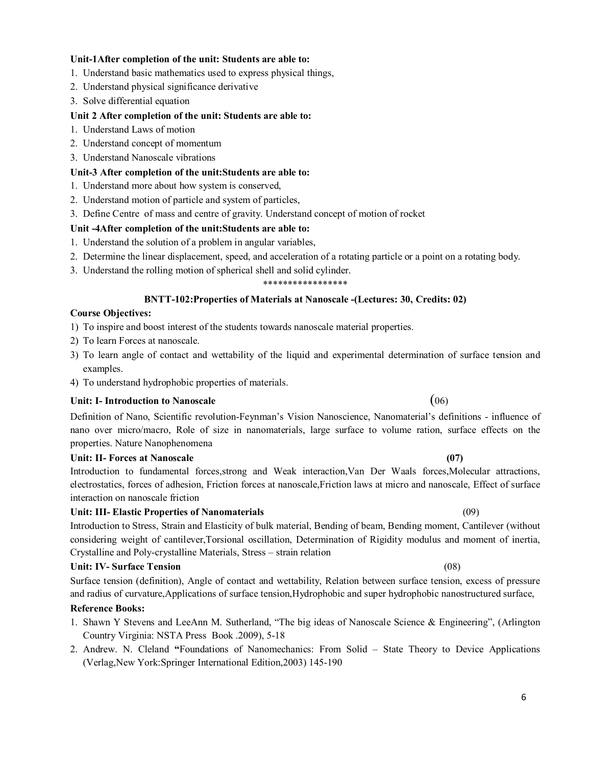**Unit-1After completion of the unit: Students are able to:**

1. Understand basic mathematics used to express physical things,
2. Understand physical significance derivative
3. Solve differential equation

**Unit 2 After completion of the unit: Students are able to:**

1. Understand Laws of motion
2. Understand concept of momentum
3. Understand Nanoscale vibrations

**Unit-3 After completion of the unit:Students are able to:**

1. Understand more about how system is conserved,
2. Understand motion of particle and system of particles,
3. Define Centre of mass and centre of gravity. Understand concept of motion of rocket

**Unit -4After completion of the unit:Students are able to:**

1. Understand the solution of a problem in angular variables,
2. Determine the linear displacement, speed, and acceleration of a rotating particle or a point on a rotating body.
3. Understand the rolling motion of spherical shell and solid cylinder.

*****************

**BNTT-102:Properties of Materials at Nanoscale -(Lectures: 30, Credits: 02)**

**Course Objectives:**

1) To inspire and boost interest of the students towards nanoscale material properties.
2) To learn Forces at nanoscale.
3) To learn angle of contact and wettability of the liquid and experimental determination of surface tension and examples.
4) To understand hydrophobic properties of materials.

**Unit: I- Introduction to Nanoscale** (06)

Definition of Nano, Scientific revolution-Feynman's Vision Nanoscience, Nanomaterial's definitions - influence of nano over micro/macro, Role of size in nanomaterials, large surface to volume ration, surface effects on the properties. Nature Nanophenomena

**Unit: II- Forces at Nanoscale** **(07)**

Introduction to fundamental forces,strong and Weak interaction,Van Der Waals forces,Molecular attractions, electrostatics, forces of adhesion, Friction forces at nanoscale,Friction laws at micro and nanoscale, Effect of surface interaction on nanoscale friction

**Unit: III- Elastic Properties of Nanomaterials** (09)

Introduction to Stress, Strain and Elasticity of bulk material, Bending of beam, Bending moment, Cantilever (without considering weight of cantilever,Torsional oscillation, Determination of Rigidity modulus and moment of inertia, Crystalline and Poly-crystalline Materials, Stress – strain relation

**Unit: IV- Surface Tension** (08)

Surface tension (definition), Angle of contact and wettability, Relation between surface tension, excess of pressure and radius of curvature,Applications of surface tension,Hydrophobic and super hydrophobic nanostructured surface,

**Reference Books:**

1. Shawn Y Stevens and LeeAnn M. Sutherland, "The big ideas of Nanoscale Science & Engineering", (Arlington Country Virginia: NSTA Press Book .2009), 5-18
2. Andrew. N. Cleland **"**Foundations of Nanomechanics: From Solid – State Theory to Device Applications (Verlag,New York:Springer International Edition,2003) 145-190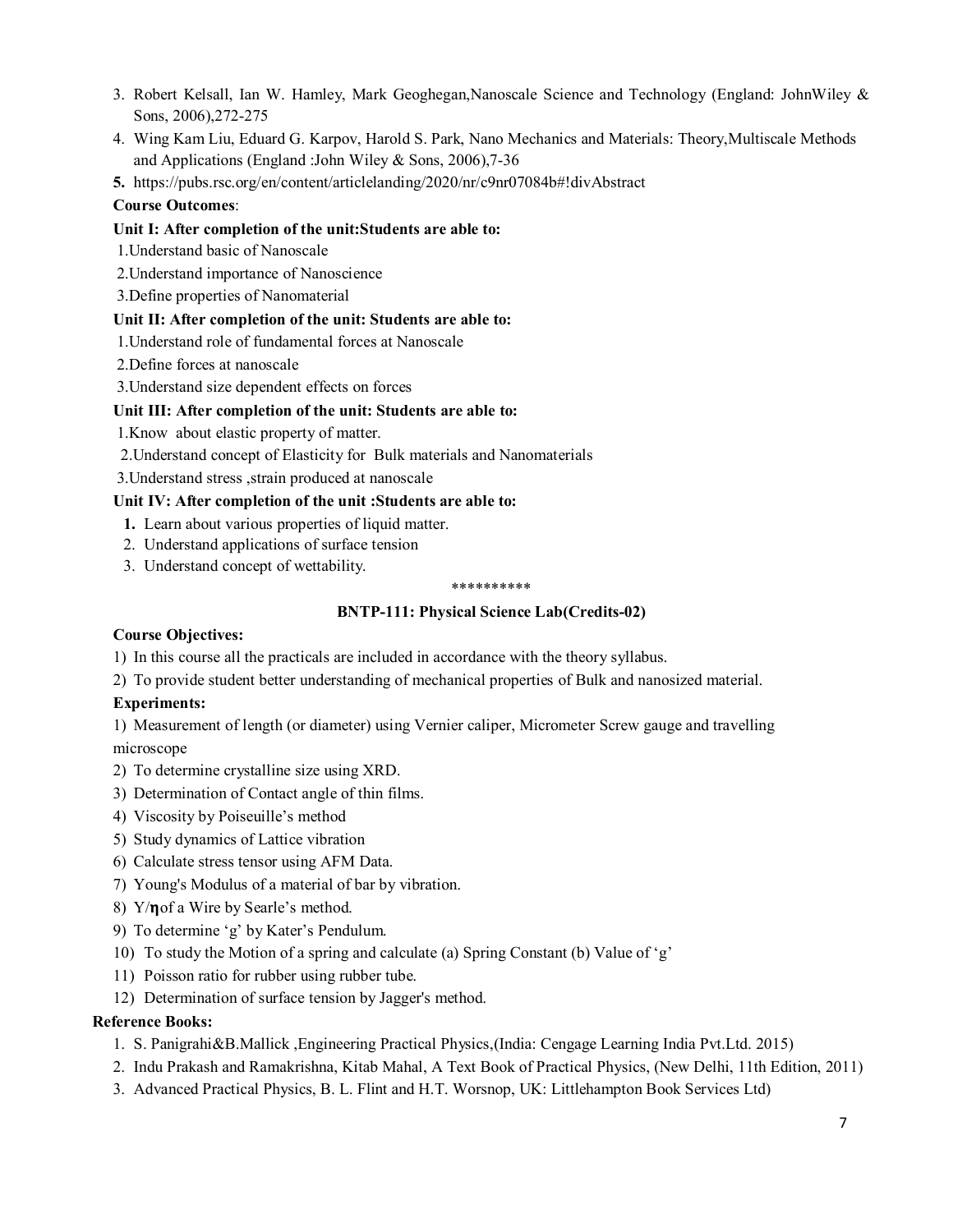3. Robert Kelsall, Ian W. Hamley, Mark Geoghegan,Nanoscale Science and Technology (England: JohnWiley & Sons, 2006),272-275
4. Wing Kam Liu, Eduard G. Karpov, Harold S. Park, Nano Mechanics and Materials: Theory,Multiscale Methods and Applications (England :John Wiley & Sons, 2006),7-36
5. https://pubs.rsc.org/en/content/articlelanding/2020/nr/c9nr07084b#!divAbstract

**Course Outcomes**:

**Unit I: After completion of the unit:Students are able to:**

1.Understand basic of Nanoscale

2.Understand importance of Nanoscience

3.Define properties of Nanomaterial

**Unit II: After completion of the unit: Students are able to:**

1.Understand role of fundamental forces at Nanoscale

2.Define forces at nanoscale

3.Understand size dependent effects on forces

**Unit III: After completion of the unit: Students are able to:**

1.Know about elastic property of matter.

2.Understand concept of Elasticity for Bulk materials and Nanomaterials

3.Understand stress ,strain produced at nanoscale

**Unit IV: After completion of the unit :Students are able to:**

1. Learn about various properties of liquid matter.
2. Understand applications of surface tension
3. Understand concept of wettability.

\*\*\*\*\*\*\*\*\*\*

**BNTP-111: Physical Science Lab(Credits-02)**

**Course Objectives:**

1) In this course all the practicals are included in accordance with the theory syllabus.
2) To provide student better understanding of mechanical properties of Bulk and nanosized material.

**Experiments:**

1) Measurement of length (or diameter) using Vernier caliper, Micrometer Screw gauge and travelling microscope
2) To determine crystalline size using XRD.
3) Determination of Contact angle of thin films.
4) Viscosity by Poiseuille's method
5) Study dynamics of Lattice vibration
6) Calculate stress tensor using AFM Data.
7) Young's Modulus of a material of bar by vibration.
8) Y/$\eta$ of a Wire by Searle's method.
9) To determine 'g' by Kater's Pendulum.
10) To study the Motion of a spring and calculate (a) Spring Constant (b) Value of 'g'
11) Poisson ratio for rubber using rubber tube.
12) Determination of surface tension by Jagger's method.

**Reference Books:**

1. S. Panigrahi&B.Mallick ,Engineering Practical Physics,(India: Cengage Learning India Pvt.Ltd. 2015)
2. Indu Prakash and Ramakrishna, Kitab Mahal, A Text Book of Practical Physics, (New Delhi, 11th Edition, 2011)
3. Advanced Practical Physics, B. L. Flint and H.T. Worsnop, UK: Littlehampton Book Services Ltd)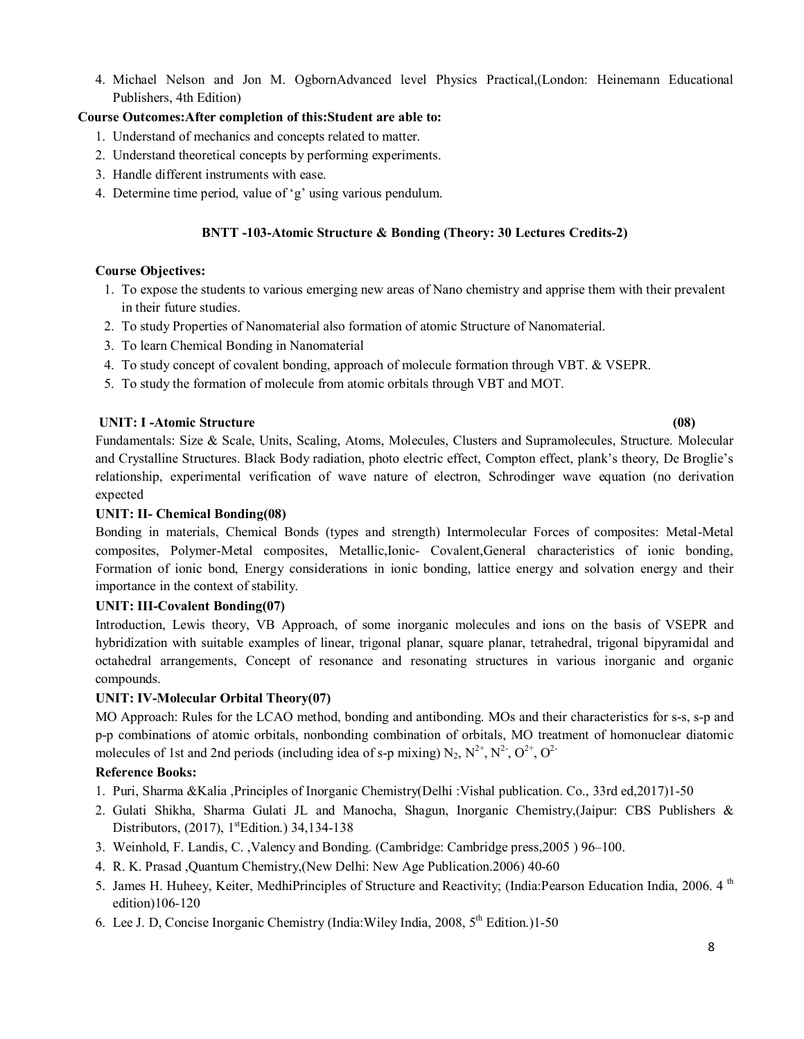4. Michael Nelson and Jon M. OgbornAdvanced level Physics Practical,(London: Heinemann Educational Publishers, 4th Edition)

**Course Outcomes:After completion of this:Student are able to:**

1. Understand of mechanics and concepts related to matter.
2. Understand theoretical concepts by performing experiments.
3. Handle different instruments with ease.
4. Determine time period, value of 'g' using various pendulum.

## BNTT -103-Atomic Structure & Bonding (Theory: 30 Lectures Credits-2)

**Course Objectives:**

1. To expose the students to various emerging new areas of Nano chemistry and apprise them with their prevalent in their future studies.
2. To study Properties of Nanomaterial also formation of atomic Structure of Nanomaterial.
3. To learn Chemical Bonding in Nanomaterial
4. To study concept of covalent bonding, approach of molecule formation through VBT. & VSEPR.
5. To study the formation of molecule from atomic orbitals through VBT and MOT.

**UNIT: I -Atomic Structure (08)**

Fundamentals: Size & Scale, Units, Scaling, Atoms, Molecules, Clusters and Supramolecules, Structure. Molecular and Crystalline Structures. Black Body radiation, photo electric effect, Compton effect, plank's theory, De Broglie's relationship, experimental verification of wave nature of electron, Schrodinger wave equation (no derivation expected

**UNIT: II- Chemical Bonding(08)**

Bonding in materials, Chemical Bonds (types and strength) Intermolecular Forces of composites: Metal-Metal composites, Polymer-Metal composites, Metallic,Ionic- Covalent,General characteristics of ionic bonding, Formation of ionic bond, Energy considerations in ionic bonding, lattice energy and solvation energy and their importance in the context of stability.

**UNIT: III-Covalent Bonding(07)**

Introduction, Lewis theory, VB Approach, of some inorganic molecules and ions on the basis of VSEPR and hybridization with suitable examples of linear, trigonal planar, square planar, tetrahedral, trigonal bipyramidal and octahedral arrangements, Concept of resonance and resonating structures in various inorganic and organic compounds.

**UNIT: IV-Molecular Orbital Theory(07)**

MO Approach: Rules for the LCAO method, bonding and antibonding. MOs and their characteristics for s-s, s-p and p-p combinations of atomic orbitals, nonbonding combination of orbitals, MO treatment of homonuclear diatomic molecules of 1st and 2nd periods (including idea of s-p mixing) $N_2$, $N^{2+}$, $N^{2-}$, $O^{2+}$, $O^{2-}$

**Reference Books:**

1. Puri, Sharma &Kalia ,Principles of Inorganic Chemistry(Delhi :Vishal publication. Co., 33rd ed,2017)1-50
2. Gulati Shikha, Sharma Gulati JL and Manocha, Shagun, Inorganic Chemistry,(Jaipur: CBS Publishers & Distributors, (2017), 1stEdition.) 34,134-138
3. Weinhold, F. Landis, C. ,Valency and Bonding. (Cambridge: Cambridge press,2005 ) 96–100.
4. R. K. Prasad ,Quantum Chemistry,(New Delhi: New Age Publication.2006) 40-60
5. James H. Huheey, Keiter, MedhiPrinciples of Structure and Reactivity; (India:Pearson Education India, 2006. 4 th edition)106-120
6. Lee J. D, Concise Inorganic Chemistry (India:Wiley India, 2008, 5th Edition.)1-50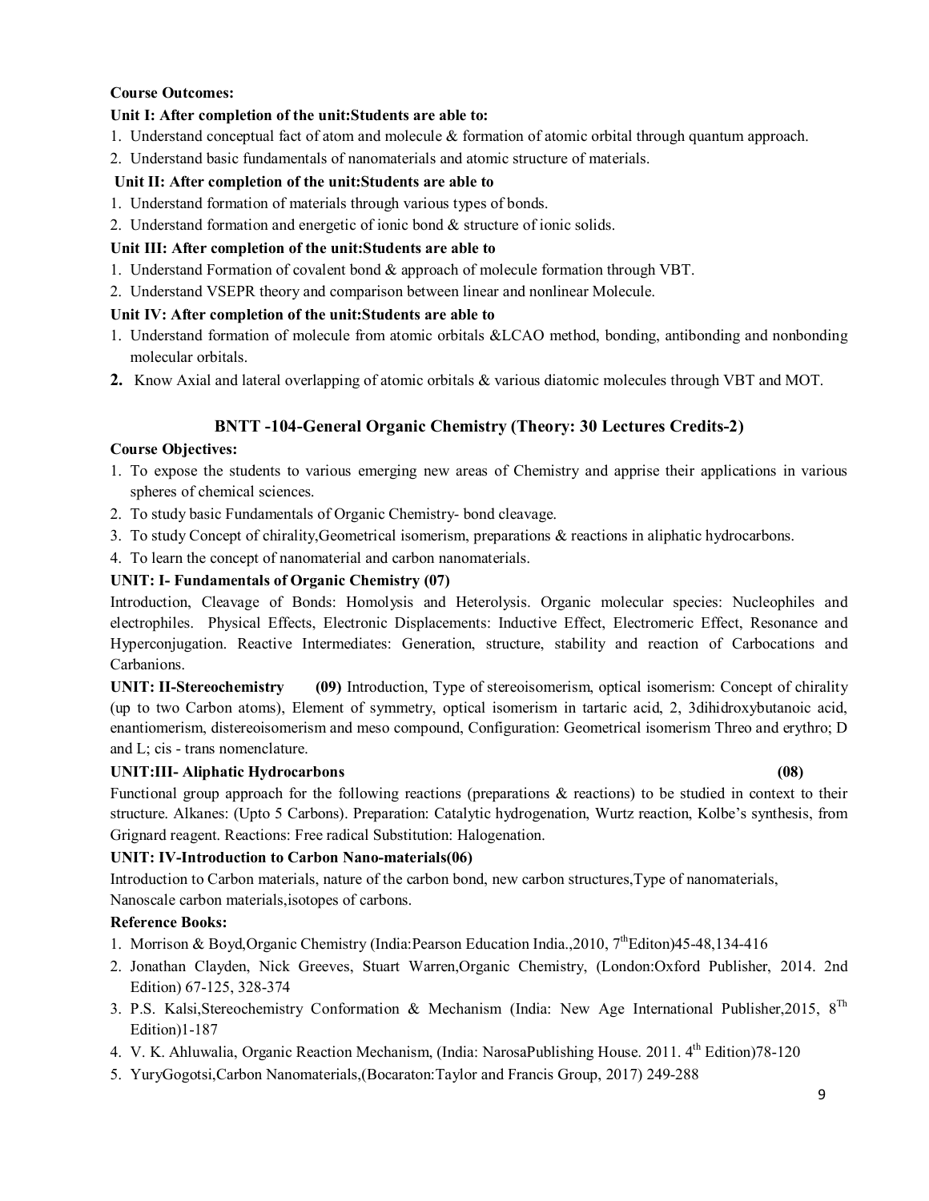**Course Outcomes:**

**Unit I: After completion of the unit:Students are able to:**

1. Understand conceptual fact of atom and molecule & formation of atomic orbital through quantum approach.
2. Understand basic fundamentals of nanomaterials and atomic structure of materials.

**Unit II: After completion of the unit:Students are able to**

1. Understand formation of materials through various types of bonds.
2. Understand formation and energetic of ionic bond & structure of ionic solids.

**Unit III: After completion of the unit:Students are able to**

1. Understand Formation of covalent bond & approach of molecule formation through VBT.
2. Understand VSEPR theory and comparison between linear and nonlinear Molecule.

**Unit IV: After completion of the unit:Students are able to**

1. Understand formation of molecule from atomic orbitals &LCAO method, bonding, antibonding and nonbonding molecular orbitals.
2. Know Axial and lateral overlapping of atomic orbitals & various diatomic molecules through VBT and MOT.

## BNTT -104-General Organic Chemistry (Theory: 30 Lectures Credits-2)

**Course Objectives:**

1. To expose the students to various emerging new areas of Chemistry and apprise their applications in various spheres of chemical sciences.
2. To study basic Fundamentals of Organic Chemistry- bond cleavage.
3. To study Concept of chirality,Geometrical isomerism, preparations & reactions in aliphatic hydrocarbons.
4. To learn the concept of nanomaterial and carbon nanomaterials.

**UNIT: I- Fundamentals of Organic Chemistry (07)**

Introduction, Cleavage of Bonds: Homolysis and Heterolysis. Organic molecular species: Nucleophiles and electrophiles. Physical Effects, Electronic Displacements: Inductive Effect, Electromeric Effect, Resonance and Hyperconjugation. Reactive Intermediates: Generation, structure, stability and reaction of Carbocations and Carbanions.

**UNIT: II-Stereochemistry (09)** Introduction, Type of stereoisomerism, optical isomerism: Concept of chirality (up to two Carbon atoms), Element of symmetry, optical isomerism in tartaric acid, 2, 3dihidroxybutanoic acid, enantiomerism, distereoisomerism and meso compound, Configuration: Geometrical isomerism Threo and erythro; D and L; cis - trans nomenclature.

**UNIT:III- Aliphatic Hydrocarbons (08)**

Functional group approach for the following reactions (preparations & reactions) to be studied in context to their structure. Alkanes: (Upto 5 Carbons). Preparation: Catalytic hydrogenation, Wurtz reaction, Kolbe's synthesis, from Grignard reagent. Reactions: Free radical Substitution: Halogenation.

**UNIT: IV-Introduction to Carbon Nano-materials(06)**

Introduction to Carbon materials, nature of the carbon bond, new carbon structures,Type of nanomaterials, Nanoscale carbon materials,isotopes of carbons.

**Reference Books:**

1. Morrison & Boyd,Organic Chemistry (India:Pearson Education India.,2010, 7thEditon)45-48,134-416
2. Jonathan Clayden, Nick Greeves, Stuart Warren,Organic Chemistry, (London:Oxford Publisher, 2014. 2nd Edition) 67-125, 328-374
3. P.S. Kalsi,Stereochemistry Conformation & Mechanism (India: New Age International Publisher,2015, 8Th Edition)1-187
4. V. K. Ahluwalia, Organic Reaction Mechanism, (India: NarosaPublishing House. 2011. 4th Edition)78-120
5. YuryGogotsi,Carbon Nanomaterials,(Bocaraton:Taylor and Francis Group, 2017) 249-288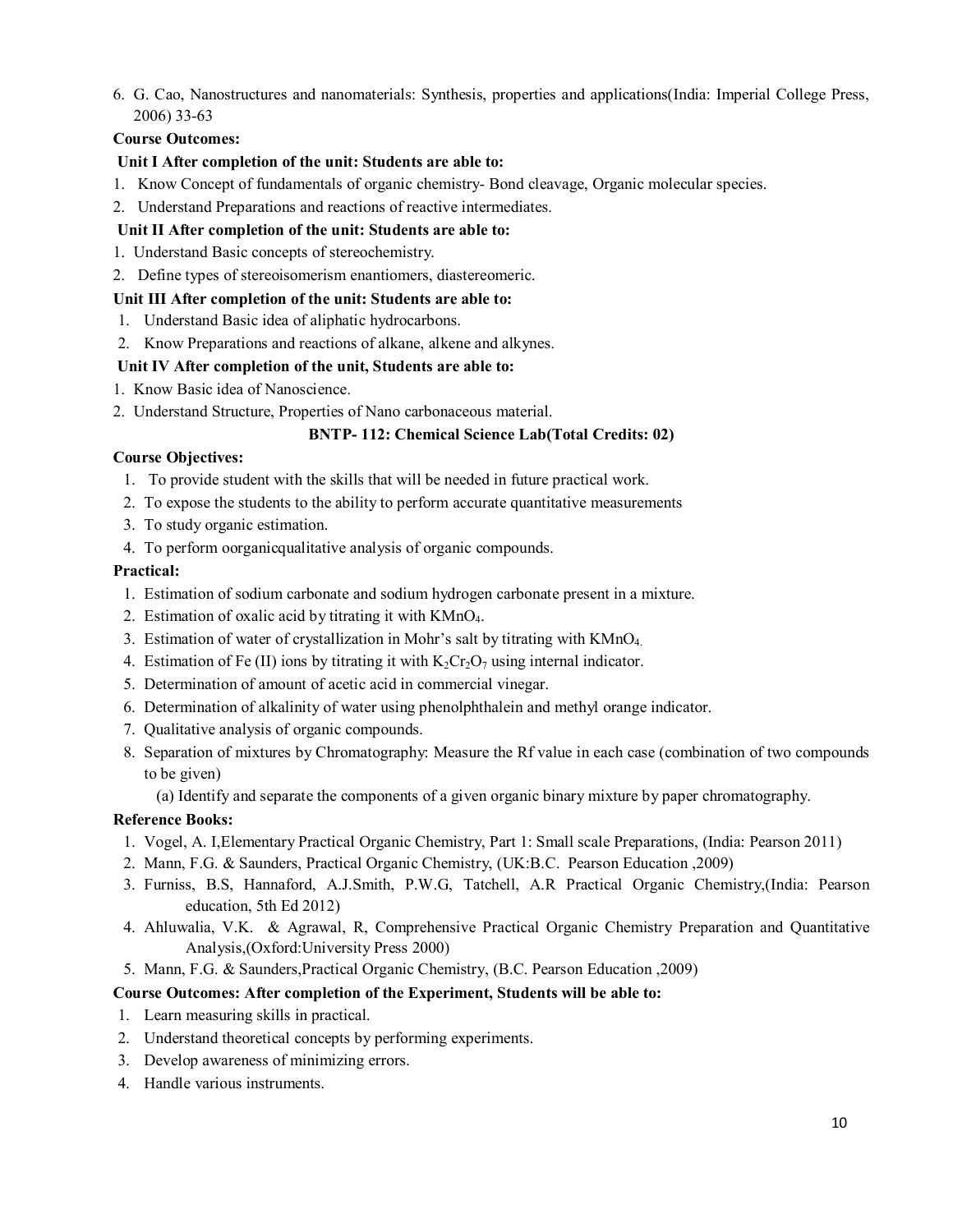6. G. Cao, Nanostructures and nanomaterials: Synthesis, properties and applications(India: Imperial College Press, 2006) 33-63

**Course Outcomes:**

**Unit I After completion of the unit: Students are able to:**

1. Know Concept of fundamentals of organic chemistry- Bond cleavage, Organic molecular species.
2. Understand Preparations and reactions of reactive intermediates.

**Unit II After completion of the unit: Students are able to:**

1. Understand Basic concepts of stereochemistry.
2. Define types of stereoisomerism enantiomers, diastereomeric.

**Unit III After completion of the unit: Students are able to:**

1. Understand Basic idea of aliphatic hydrocarbons.
2. Know Preparations and reactions of alkane, alkene and alkynes.

**Unit IV After completion of the unit, Students are able to:**

1. Know Basic idea of Nanoscience.
2. Understand Structure, Properties of Nano carbonaceous material.

**BNTP- 112: Chemical Science Lab(Total Credits: 02)**

**Course Objectives:**

1. To provide student with the skills that will be needed in future practical work.
2. To expose the students to the ability to perform accurate quantitative measurements
3. To study organic estimation.
4. To perform oorganicqualitative analysis of organic compounds.

**Practical:**

1. Estimation of sodium carbonate and sodium hydrogen carbonate present in a mixture.
2. Estimation of oxalic acid by titrating it with $KMnO_4$.
3. Estimation of water of crystallization in Mohr's salt by titrating with $KMnO_4$.
4. Estimation of Fe (II) ions by titrating it with $K_2Cr_2O_7$ using internal indicator.
5. Determination of amount of acetic acid in commercial vinegar.
6. Determination of alkalinity of water using phenolphthalein and methyl orange indicator.
7. Qualitative analysis of organic compounds.
8. Separation of mixtures by Chromatography: Measure the Rf value in each case (combination of two compounds to be given)
   (a) Identify and separate the components of a given organic binary mixture by paper chromatography.

**Reference Books:**

1. Vogel, A. I,Elementary Practical Organic Chemistry, Part 1: Small scale Preparations, (India: Pearson 2011)
2. Mann, F.G. & Saunders, Practical Organic Chemistry, (UK:B.C. Pearson Education ,2009)
3. Furniss, B.S, Hannaford, A.J.Smith, P.W.G, Tatchell, A.R Practical Organic Chemistry,(India: Pearson education, 5th Ed 2012)
4. Ahluwalia, V.K. & Agrawal, R, Comprehensive Practical Organic Chemistry Preparation and Quantitative Analysis,(Oxford:University Press 2000)
5. Mann, F.G. & Saunders,Practical Organic Chemistry, (B.C. Pearson Education ,2009)

**Course Outcomes: After completion of the Experiment, Students will be able to:**

1. Learn measuring skills in practical.
2. Understand theoretical concepts by performing experiments.
3. Develop awareness of minimizing errors.
4. Handle various instruments.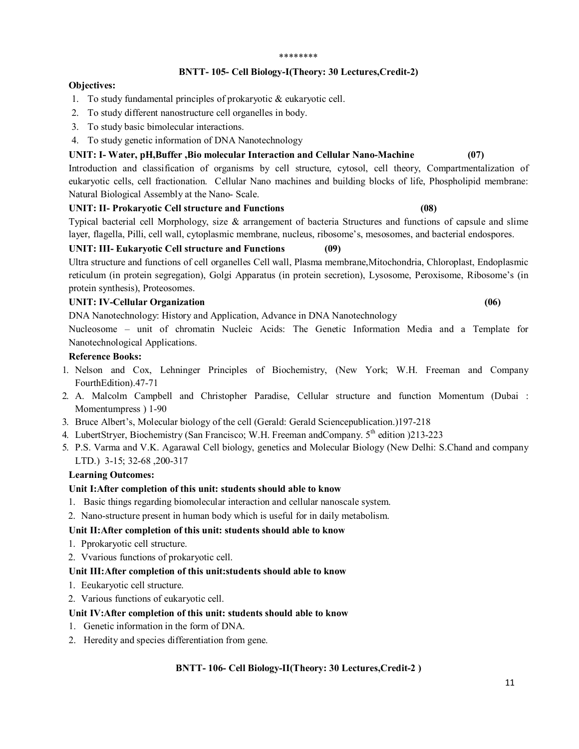********

## BNTT- 105- Cell Biology-I(Theory: 30 Lectures,Credit-2)

**Objectives:**

1. To study fundamental principles of prokaryotic & eukaryotic cell.
2. To study different nanostructure cell organelles in body.
3. To study basic bimolecular interactions.
4. To study genetic information of DNA Nanotechnology

**UNIT: I- Water, pH,Buffer ,Bio molecular Interaction and Cellular Nano-Machine (07)**

Introduction and classification of organisms by cell structure, cytosol, cell theory, Compartmentalization of eukaryotic cells, cell fractionation. Cellular Nano machines and building blocks of life, Phospholipid membrane: Natural Biological Assembly at the Nano- Scale.

**UNIT: II- Prokaryotic Cell structure and Functions (08)**

Typical bacterial cell Morphology, size & arrangement of bacteria Structures and functions of capsule and slime layer, flagella, Pilli, cell wall, cytoplasmic membrane, nucleus, ribosome's, mesosomes, and bacterial endospores.

**UNIT: III- Eukaryotic Cell structure and Functions (09)**

Ultra structure and functions of cell organelles Cell wall, Plasma membrane,Mitochondria, Chloroplast, Endoplasmic reticulum (in protein segregation), Golgi Apparatus (in protein secretion), Lysosome, Peroxisome, Ribosome's (in protein synthesis), Proteosomes.

**UNIT: IV-Cellular Organization (06)**

DNA Nanotechnology: History and Application, Advance in DNA Nanotechnology

Nucleosome – unit of chromatin Nucleic Acids: The Genetic Information Media and a Template for Nanotechnological Applications.

**Reference Books:**

1. Nelson and Cox, Lehninger Principles of Biochemistry, (New York; W.H. Freeman and Company FourthEdition).47-71
2. A. Malcolm Campbell and Christopher Paradise, Cellular structure and function Momentum (Dubai : Momentumpress ) 1-90
3. Bruce Albert's, Molecular biology of the cell (Gerald: Gerald Sciencepublication.)197-218
4. LubertStryer, Biochemistry (San Francisco; W.H. Freeman andCompany. 5th edition )213-223
5. P.S. Varma and V.K. Agarawal Cell biology, genetics and Molecular Biology (New Delhi: S.Chand and company LTD.) 3-15; 32-68 ,200-317

**Learning Outcomes:**

**Unit I:After completion of this unit: students should able to know**

1. Basic things regarding biomolecular interaction and cellular nanoscale system.
2. Nano-structure present in human body which is useful for in daily metabolism.

**Unit II:After completion of this unit: students should able to know**

1. Pprokaryotic cell structure.
2. Vvarious functions of prokaryotic cell.

**Unit III:After completion of this unit:students should able to know**

1. Eeukaryotic cell structure.
2. Various functions of eukaryotic cell.

**Unit IV:After completion of this unit: students should able to know**

1. Genetic information in the form of DNA.
2. Heredity and species differentiation from gene.

## BNTT- 106- Cell Biology-II(Theory: 30 Lectures,Credit-2 )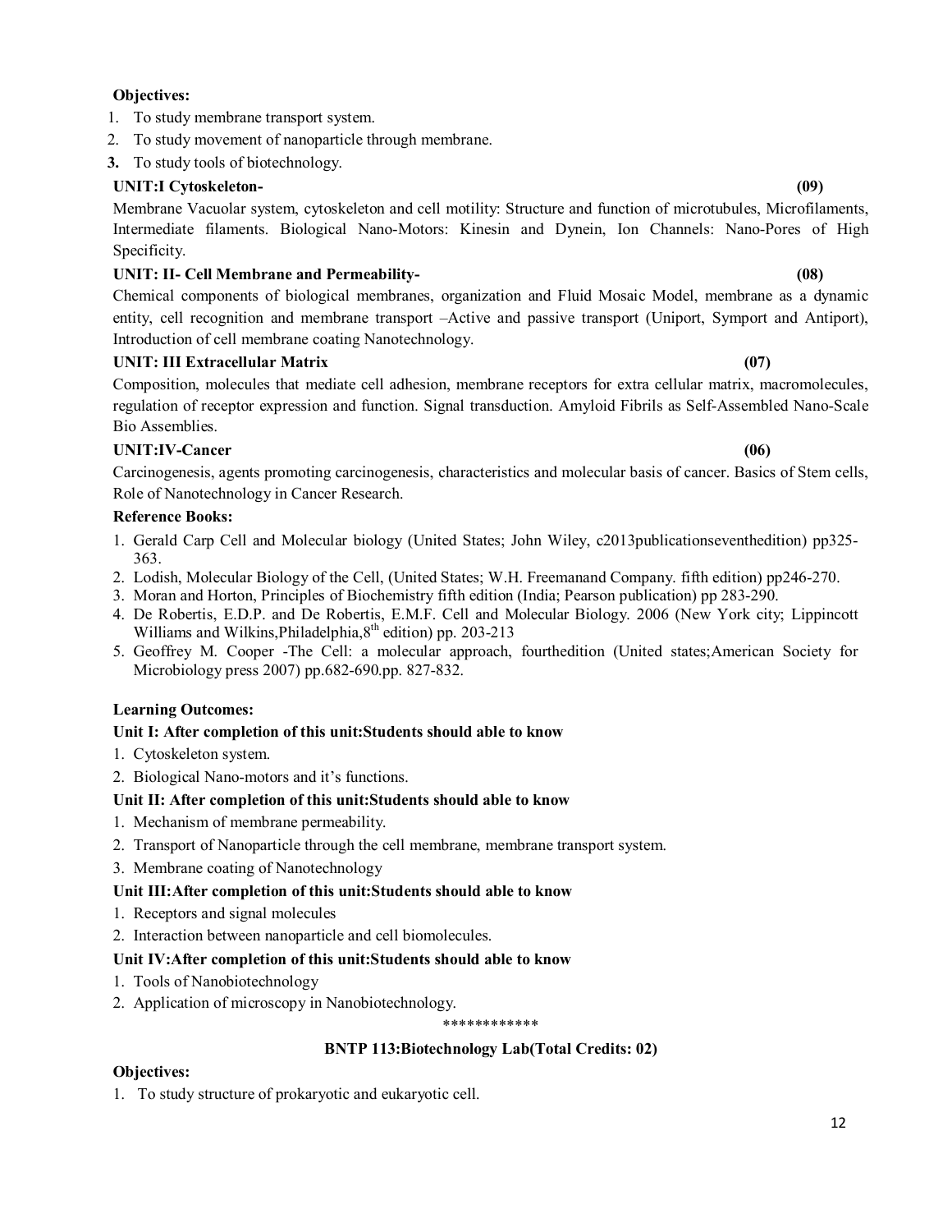**Objectives:**

1. To study membrane transport system.
2. To study movement of nanoparticle through membrane.
3. To study tools of biotechnology.

**UNIT:I Cytoskeleton- (09)**

Membrane Vacuolar system, cytoskeleton and cell motility: Structure and function of microtubules, Microfilaments, Intermediate filaments. Biological Nano-Motors: Kinesin and Dynein, Ion Channels: Nano-Pores of High Specificity.

**UNIT: II- Cell Membrane and Permeability- (08)**

Chemical components of biological membranes, organization and Fluid Mosaic Model, membrane as a dynamic entity, cell recognition and membrane transport –Active and passive transport (Uniport, Symport and Antiport), Introduction of cell membrane coating Nanotechnology.

**UNIT: III Extracellular Matrix (07)**

Composition, molecules that mediate cell adhesion, membrane receptors for extra cellular matrix, macromolecules, regulation of receptor expression and function. Signal transduction. Amyloid Fibrils as Self-Assembled Nano-Scale Bio Assemblies.

**UNIT:IV-Cancer (06)**

Carcinogenesis, agents promoting carcinogenesis, characteristics and molecular basis of cancer. Basics of Stem cells, Role of Nanotechnology in Cancer Research.

**Reference Books:**

1. Gerald Carp Cell and Molecular biology (United States; John Wiley, c2013publicationseventhedition) pp325-363.
2. Lodish, Molecular Biology of the Cell, (United States; W.H. Freemanand Company. fifth edition) pp246-270.
3. Moran and Horton, Principles of Biochemistry fifth edition (India; Pearson publication) pp 283-290.
4. De Robertis, E.D.P. and De Robertis, E.M.F. Cell and Molecular Biology. 2006 (New York city; Lippincott Williams and Wilkins,Philadelphia,8th edition) pp. 203-213
5. Geoffrey M. Cooper -The Cell: a molecular approach, fourthedition (United states;American Society for Microbiology press 2007) pp.682-690.pp. 827-832.

**Learning Outcomes:**

**Unit I: After completion of this unit:Students should able to know**

1. Cytoskeleton system.
2. Biological Nano-motors and it's functions.

**Unit II: After completion of this unit:Students should able to know**

1. Mechanism of membrane permeability.
2. Transport of Nanoparticle through the cell membrane, membrane transport system.
3. Membrane coating of Nanotechnology

**Unit III:After completion of this unit:Students should able to know**

1. Receptors and signal molecules
2. Interaction between nanoparticle and cell biomolecules.

**Unit IV:After completion of this unit:Students should able to know**

1. Tools of Nanobiotechnology
2. Application of microscopy in Nanobiotechnology.

************

**BNTP 113:Biotechnology Lab(Total Credits: 02)**

**Objectives:**

1. To study structure of prokaryotic and eukaryotic cell.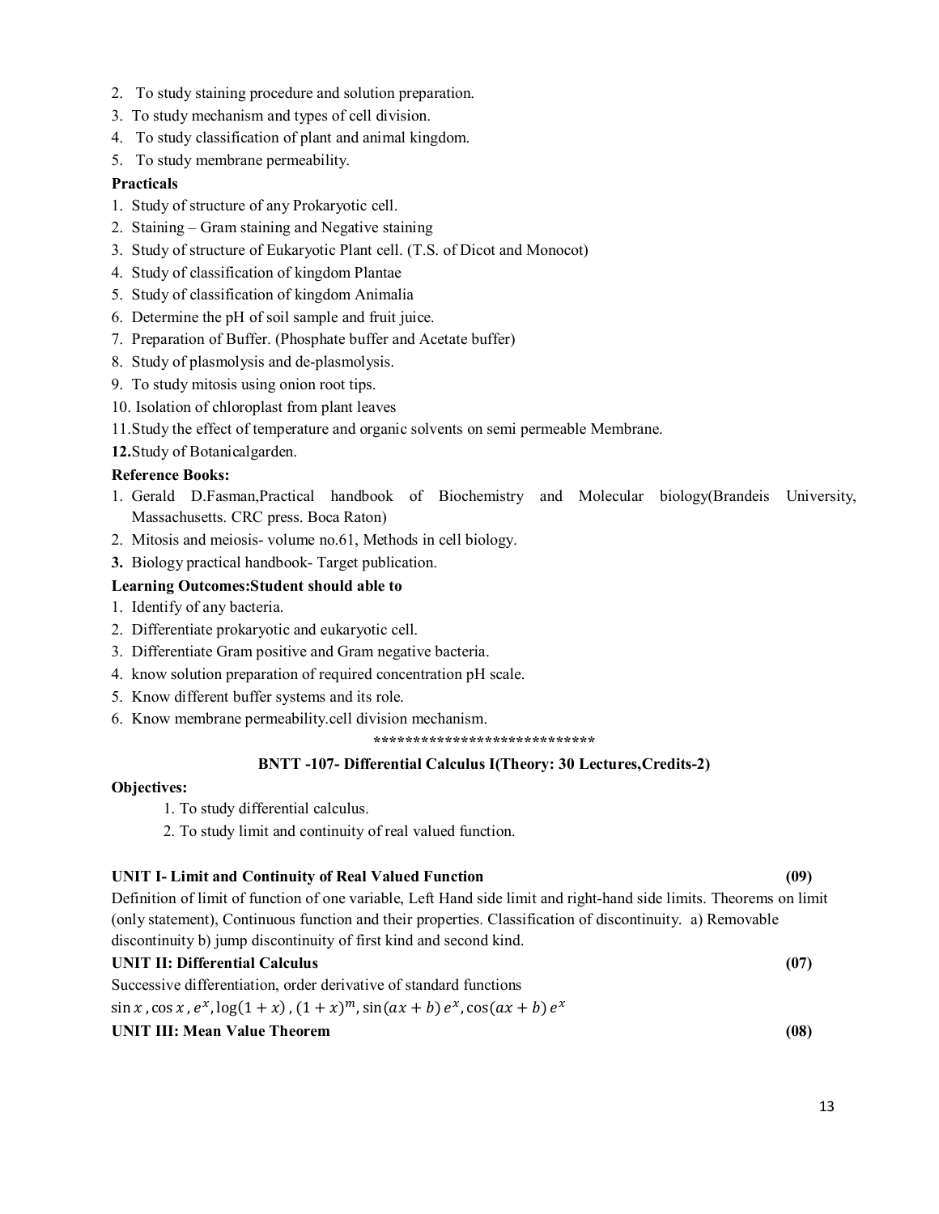2. To study staining procedure and solution preparation.
3. To study mechanism and types of cell division.
4. To study classification of plant and animal kingdom.
5. To study membrane permeability.

**Practicals**

1. Study of structure of any Prokaryotic cell.
2. Staining – Gram staining and Negative staining
3. Study of structure of Eukaryotic Plant cell. (T.S. of Dicot and Monocot)
4. Study of classification of kingdom Plantae
5. Study of classification of kingdom Animalia
6. Determine the pH of soil sample and fruit juice.
7. Preparation of Buffer. (Phosphate buffer and Acetate buffer)
8. Study of plasmolysis and de-plasmolysis.
9. To study mitosis using onion root tips.
10. Isolation of chloroplast from plant leaves
11. Study the effect of temperature and organic solvents on semi permeable Membrane.
12. Study of Botanicalgarden.

**Reference Books:**

1. Gerald D.Fasman,Practical handbook of Biochemistry and Molecular biology(Brandeis University, Massachusetts. CRC press. Boca Raton)
2. Mitosis and meiosis- volume no.61, Methods in cell biology.
3. Biology practical handbook- Target publication.

**Learning Outcomes:Student should able to**

1. Identify of any bacteria.
2. Differentiate prokaryotic and eukaryotic cell.
3. Differentiate Gram positive and Gram negative bacteria.
4. know solution preparation of required concentration pH scale.
5. Know different buffer systems and its role.
6. Know membrane permeability.cell division mechanism.

****************************

**BNTT -107- Differential Calculus I(Theory: 30 Lectures,Credits-2)**

**Objectives:**

1. To study differential calculus.
2. To study limit and continuity of real valued function.

**UNIT I- Limit and Continuity of Real Valued Function (09)**

Definition of limit of function of one variable, Left Hand side limit and right-hand side limits. Theorems on limit (only statement), Continuous function and their properties. Classification of discontinuity. a) Removable discontinuity b) jump discontinuity of first kind and second kind.

**UNIT II: Differential Calculus (07)**

Successive differentiation, order derivative of standard functions

$\sin x$ , $\cos x$ , $e^x$, $\log(1+x)$ , $(1+x)^m$, $\sin(ax+b)\,e^x$, $\cos(ax+b)\,e^x$

**UNIT III: Mean Value Theorem (08)**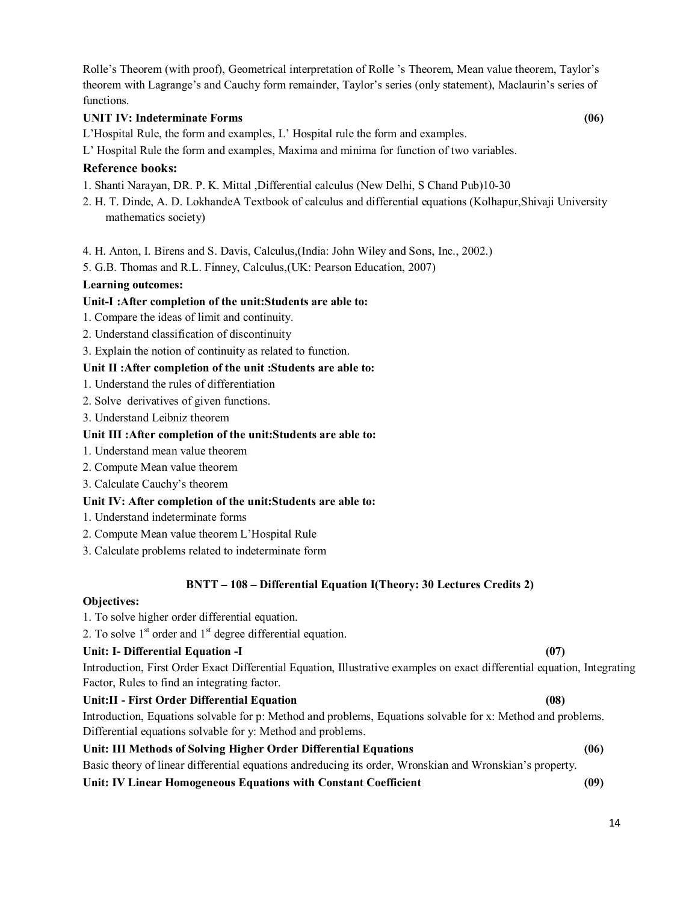Rolle's Theorem (with proof), Geometrical interpretation of Rolle 's Theorem, Mean value theorem, Taylor's theorem with Lagrange's and Cauchy form remainder, Taylor's series (only statement), Maclaurin's series of functions.

**UNIT IV: Indeterminate Forms (06)**

L'Hospital Rule, the form and examples, L' Hospital rule the form and examples.

L' Hospital Rule the form and examples, Maxima and minima for function of two variables.

### Reference books:

1. Shanti Narayan, DR. P. K. Mittal ,Differential calculus (New Delhi, S Chand Pub)10-30
2. H. T. Dinde, A. D. LokhandeA Textbook of calculus and differential equations (Kolhapur,Shivaji University mathematics society)

4. H. Anton, I. Birens and S. Davis, Calculus,(India: John Wiley and Sons, Inc., 2002.)
5. G.B. Thomas and R.L. Finney, Calculus,(UK: Pearson Education, 2007)

**Learning outcomes:**

**Unit-I :After completion of the unit:Students are able to:**

1. Compare the ideas of limit and continuity.
2. Understand classification of discontinuity
3. Explain the notion of continuity as related to function.

**Unit II :After completion of the unit :Students are able to:**

1. Understand the rules of differentiation
2. Solve derivatives of given functions.
3. Understand Leibniz theorem

**Unit III :After completion of the unit:Students are able to:**

1. Understand mean value theorem
2. Compute Mean value theorem
3. Calculate Cauchy's theorem

**Unit IV: After completion of the unit:Students are able to:**

1. Understand indeterminate forms
2. Compute Mean value theorem L'Hospital Rule
3. Calculate problems related to indeterminate form

**BNTT – 108 – Differential Equation I(Theory: 30 Lectures Credits 2)**

**Objectives:**

1. To solve higher order differential equation.
2. To solve 1st order and 1st degree differential equation.

**Unit: I- Differential Equation -I (07)**

Introduction, First Order Exact Differential Equation, Illustrative examples on exact differential equation, Integrating Factor, Rules to find an integrating factor.

**Unit:II - First Order Differential Equation (08)**

Introduction, Equations solvable for p: Method and problems, Equations solvable for x: Method and problems. Differential equations solvable for y: Method and problems.

**Unit: III Methods of Solving Higher Order Differential Equations (06)**

Basic theory of linear differential equations andreducing its order, Wronskian and Wronskian's property.

**Unit: IV Linear Homogeneous Equations with Constant Coefficient (09)**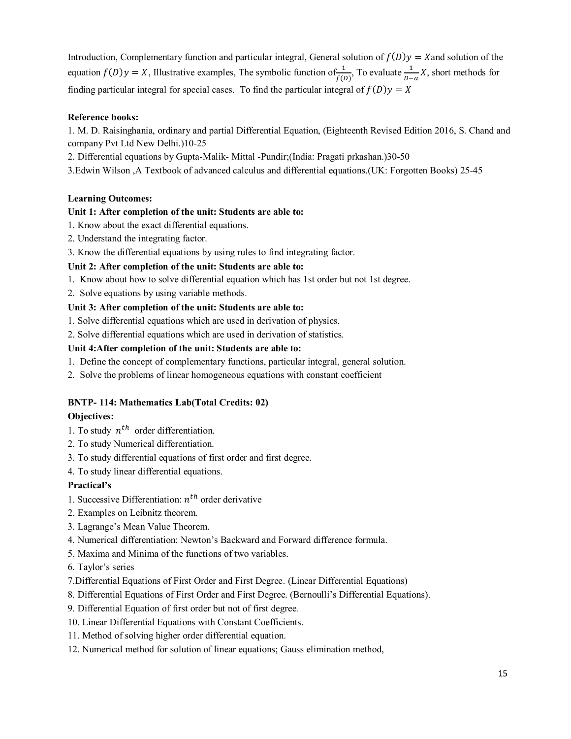Introduction, Complementary function and particular integral, General solution of $f(D)y = X$and solution of the equation $f(D)y = X$, Illustrative examples, The symbolic function of$\frac{1}{f(D)}$, To evaluate $\frac{1}{D-a}X$, short methods for finding particular integral for special cases. To find the particular integral of $f(D)y = X$

**Reference books:**

1. M. D. Raisinghania, ordinary and partial Differential Equation, (Eighteenth Revised Edition 2016, S. Chand and company Pvt Ltd New Delhi.)10-25
2. Differential equations by Gupta-Malik- Mittal -Pundir;(India: Pragati prkashan.)30-50
3. Edwin Wilson ,A Textbook of advanced calculus and differential equations.(UK: Forgotten Books) 25-45

**Learning Outcomes:**

**Unit 1: After completion of the unit: Students are able to:**

1. Know about the exact differential equations.
2. Understand the integrating factor.
3. Know the differential equations by using rules to find integrating factor.

**Unit 2: After completion of the unit: Students are able to:**

1. Know about how to solve differential equation which has 1st order but not 1st degree.
2. Solve equations by using variable methods.

**Unit 3: After completion of the unit: Students are able to:**

1. Solve differential equations which are used in derivation of physics.
2. Solve differential equations which are used in derivation of statistics.

**Unit 4:After completion of the unit: Students are able to:**

1. Define the concept of complementary functions, particular integral, general solution.
2. Solve the problems of linear homogeneous equations with constant coefficient

**BNTP- 114: Mathematics Lab(Total Credits: 02)**

**Objectives:**

1. To study $n^{th}$ order differentiation.
2. To study Numerical differentiation.
3. To study differential equations of first order and first degree.
4. To study linear differential equations.

**Practical's**

1. Successive Differentiation: $n^{th}$ order derivative
2. Examples on Leibnitz theorem.
3. Lagrange's Mean Value Theorem.
4. Numerical differentiation: Newton's Backward and Forward difference formula.
5. Maxima and Minima of the functions of two variables.
6. Taylor's series
7. Differential Equations of First Order and First Degree. (Linear Differential Equations)
8. Differential Equations of First Order and First Degree. (Bernoulli's Differential Equations).
9. Differential Equation of first order but not of first degree.
10. Linear Differential Equations with Constant Coefficients.
11. Method of solving higher order differential equation.
12. Numerical method for solution of linear equations; Gauss elimination method,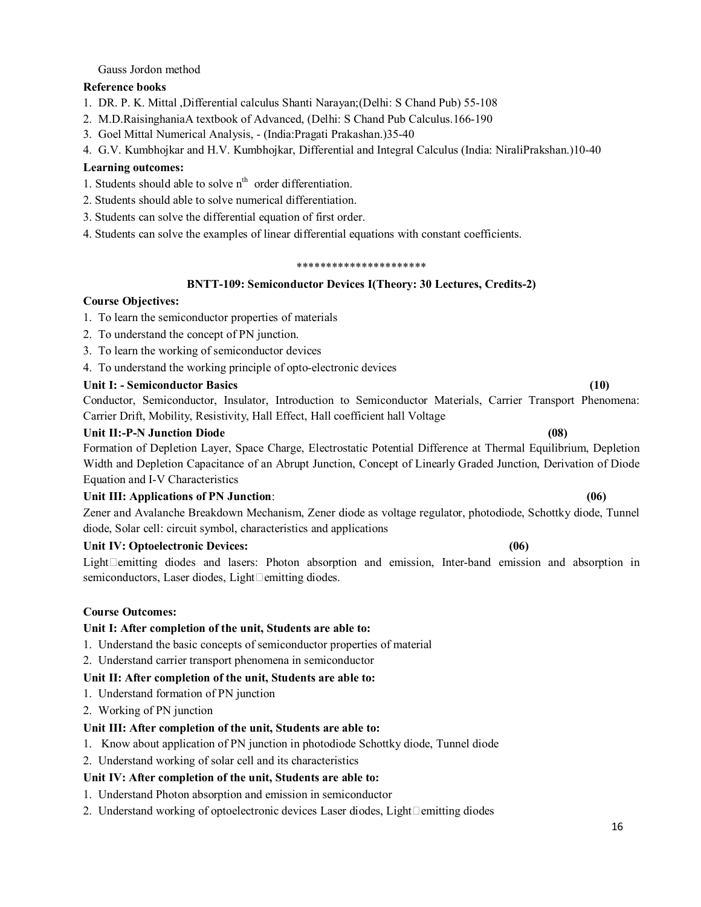Gauss Jordon method

**Reference books**

1. DR. P. K. Mittal ,Differential calculus Shanti Narayan;(Delhi: S Chand Pub) 55-108
2. M.D.RaisinghaniaA textbook of Advanced, (Delhi: S Chand Pub Calculus.166-190
3. Goel Mittal Numerical Analysis, - (India:Pragati Prakashan.)35-40
4. G.V. Kumbhojkar and H.V. Kumbhojkar, Differential and Integral Calculus (India: NiraliPrakshan.)10-40

**Learning outcomes:**

1. Students should able to solve $n^{th}$ order differentiation.
2. Students should able to solve numerical differentiation.
3. Students can solve the differential equation of first order.
4. Students can solve the examples of linear differential equations with constant coefficients.

**********************

## BNTT-109: Semiconductor Devices I(Theory: 30 Lectures, Credits-2)

**Course Objectives:**

1. To learn the semiconductor properties of materials
2. To understand the concept of PN junction.
3. To learn the working of semiconductor devices
4. To understand the working principle of opto-electronic devices

**Unit I: - Semiconductor Basics (10)**

Conductor, Semiconductor, Insulator, Introduction to Semiconductor Materials, Carrier Transport Phenomena: Carrier Drift, Mobility, Resistivity, Hall Effect, Hall coefficient hall Voltage

**Unit II:-P-N Junction Diode (08)**

Formation of Depletion Layer, Space Charge, Electrostatic Potential Difference at Thermal Equilibrium, Depletion Width and Depletion Capacitance of an Abrupt Junction, Concept of Linearly Graded Junction, Derivation of Diode Equation and I-V Characteristics

**Unit III: Applications of PN Junction: (06)**

Zener and Avalanche Breakdown Mechanism, Zener diode as voltage regulator, photodiode, Schottky diode, Tunnel diode, Solar cell: circuit symbol, characteristics and applications

**Unit IV: Optoelectronic Devices: (06)**

Light‐emitting diodes and lasers: Photon absorption and emission, Inter-band emission and absorption in semiconductors, Laser diodes, Light‐emitting diodes.

**Course Outcomes:**

**Unit I: After completion of the unit, Students are able to:**

1. Understand the basic concepts of semiconductor properties of material
2. Understand carrier transport phenomena in semiconductor

**Unit II: After completion of the unit, Students are able to:**

1. Understand formation of PN junction
2. Working of PN junction

**Unit III: After completion of the unit, Students are able to:**

1. Know about application of PN junction in photodiode Schottky diode, Tunnel diode
2. Understand working of solar cell and its characteristics

**Unit IV: After completion of the unit, Students are able to:**

1. Understand Photon absorption and emission in semiconductor
2. Understand working of optoelectronic devices Laser diodes, Light‐emitting diodes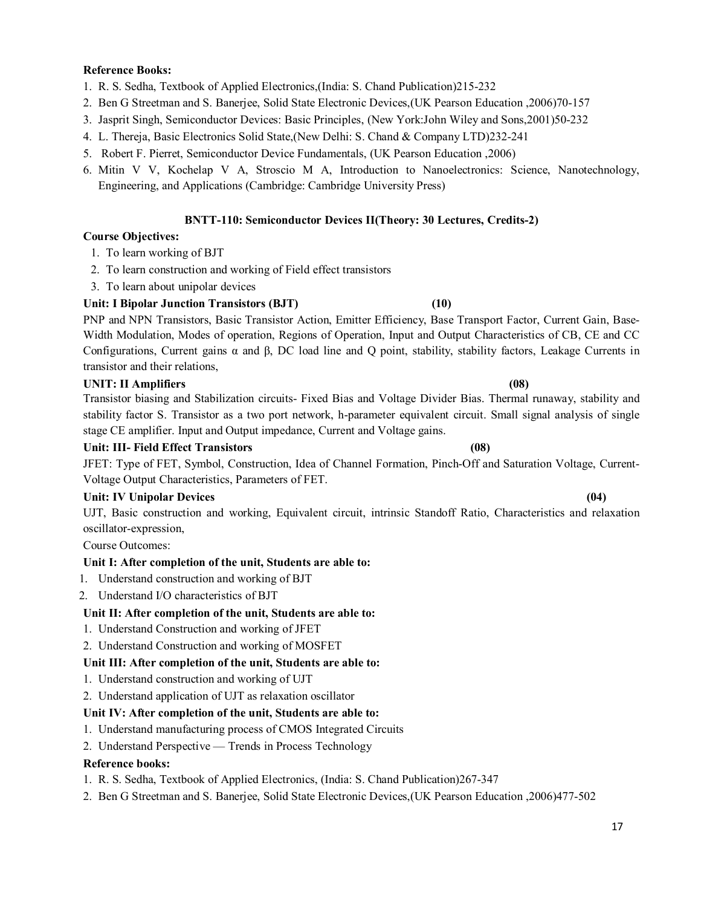**Reference Books:**

1. R. S. Sedha, Textbook of Applied Electronics,(India: S. Chand Publication)215-232
2. Ben G Streetman and S. Banerjee, Solid State Electronic Devices,(UK Pearson Education ,2006)70-157
3. Jasprit Singh, Semiconductor Devices: Basic Principles, (New York:John Wiley and Sons,2001)50-232
4. L. Thereja, Basic Electronics Solid State,(New Delhi: S. Chand & Company LTD)232-241
5. Robert F. Pierret, Semiconductor Device Fundamentals, (UK Pearson Education ,2006)
6. Mitin V V, Kochelap V A, Stroscio M A, Introduction to Nanoelectronics: Science, Nanotechnology, Engineering, and Applications (Cambridge: Cambridge University Press)

## BNTT-110: Semiconductor Devices II(Theory: 30 Lectures, Credits-2)

**Course Objectives:**

1. To learn working of BJT
2. To learn construction and working of Field effect transistors
3. To learn about unipolar devices

**Unit: I Bipolar Junction Transistors (BJT) (10)**

PNP and NPN Transistors, Basic Transistor Action, Emitter Efficiency, Base Transport Factor, Current Gain, Base-Width Modulation, Modes of operation, Regions of Operation, Input and Output Characteristics of CB, CE and CC Configurations, Current gains $\alpha$ and $\beta$, DC load line and Q point, stability, stability factors, Leakage Currents in transistor and their relations,

**UNIT: II Amplifiers (08)**

Transistor biasing and Stabilization circuits- Fixed Bias and Voltage Divider Bias. Thermal runaway, stability and stability factor S. Transistor as a two port network, h-parameter equivalent circuit. Small signal analysis of single stage CE amplifier. Input and Output impedance, Current and Voltage gains.

**Unit: III- Field Effect Transistors (08)**

JFET: Type of FET, Symbol, Construction, Idea of Channel Formation, Pinch-Off and Saturation Voltage, Current-Voltage Output Characteristics, Parameters of FET.

**Unit: IV Unipolar Devices (04)**

UJT, Basic construction and working, Equivalent circuit, intrinsic Standoff Ratio, Characteristics and relaxation oscillator-expression,

Course Outcomes:

**Unit I: After completion of the unit, Students are able to:**

1. Understand construction and working of BJT
2. Understand I/O characteristics of BJT

**Unit II: After completion of the unit, Students are able to:**

1. Understand Construction and working of JFET
2. Understand Construction and working of MOSFET

**Unit III: After completion of the unit, Students are able to:**

1. Understand construction and working of UJT
2. Understand application of UJT as relaxation oscillator

**Unit IV: After completion of the unit, Students are able to:**

1. Understand manufacturing process of CMOS Integrated Circuits
2. Understand Perspective — Trends in Process Technology

**Reference books:**

1. R. S. Sedha, Textbook of Applied Electronics, (India: S. Chand Publication)267-347
2. Ben G Streetman and S. Banerjee, Solid State Electronic Devices,(UK Pearson Education ,2006)477-502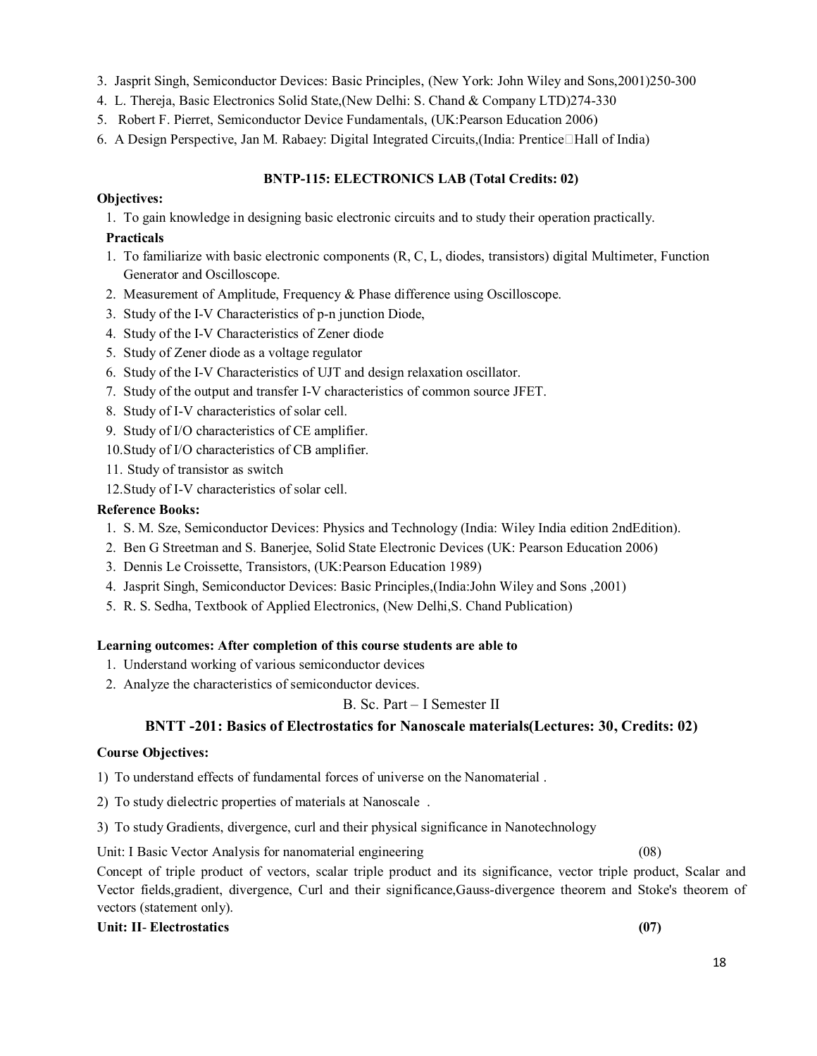3. Jasprit Singh, Semiconductor Devices: Basic Principles, (New York: John Wiley and Sons,2001)250-300
4. L. Thereja, Basic Electronics Solid State,(New Delhi: S. Chand & Company LTD)274-330
5. Robert F. Pierret, Semiconductor Device Fundamentals, (UK:Pearson Education 2006)
6. A Design Perspective, Jan M. Rabaey: Digital Integrated Circuits,(India: Prentice Hall of India)

### BNTP-115: ELECTRONICS LAB (Total Credits: 02)

**Objectives:**

1. To gain knowledge in designing basic electronic circuits and to study their operation practically.

**Practicals**

1. To familiarize with basic electronic components (R, C, L, diodes, transistors) digital Multimeter, Function Generator and Oscilloscope.
2. Measurement of Amplitude, Frequency & Phase difference using Oscilloscope.
3. Study of the I-V Characteristics of p-n junction Diode,
4. Study of the I-V Characteristics of Zener diode
5. Study of Zener diode as a voltage regulator
6. Study of the I-V Characteristics of UJT and design relaxation oscillator.
7. Study of the output and transfer I-V characteristics of common source JFET.
8. Study of I-V characteristics of solar cell.
9. Study of I/O characteristics of CE amplifier.
10. Study of I/O characteristics of CB amplifier.
11. Study of transistor as switch
12. Study of I-V characteristics of solar cell.

**Reference Books:**

1. S. M. Sze, Semiconductor Devices: Physics and Technology (India: Wiley India edition 2ndEdition).
2. Ben G Streetman and S. Banerjee, Solid State Electronic Devices (UK: Pearson Education 2006)
3. Dennis Le Croissette, Transistors, (UK:Pearson Education 1989)
4. Jasprit Singh, Semiconductor Devices: Basic Principles,(India:John Wiley and Sons ,2001)
5. R. S. Sedha, Textbook of Applied Electronics, (New Delhi,S. Chand Publication)

**Learning outcomes: After completion of this course students are able to**

1. Understand working of various semiconductor devices
2. Analyze the characteristics of semiconductor devices.

B. Sc. Part – I Semester II

### BNTT -201: Basics of Electrostatics for Nanoscale materials(Lectures: 30, Credits: 02)

**Course Objectives:**

1) To understand effects of fundamental forces of universe on the Nanomaterial .

2) To study dielectric properties of materials at Nanoscale .

3) To study Gradients, divergence, curl and their physical significance in Nanotechnology

Unit: I Basic Vector Analysis for nanomaterial engineering (08)

Concept of triple product of vectors, scalar triple product and its significance, vector triple product, Scalar and Vector fields,gradient, divergence, Curl and their significance,Gauss-divergence theorem and Stoke's theorem of vectors (statement only).

**Unit: II- Electrostatics (07)**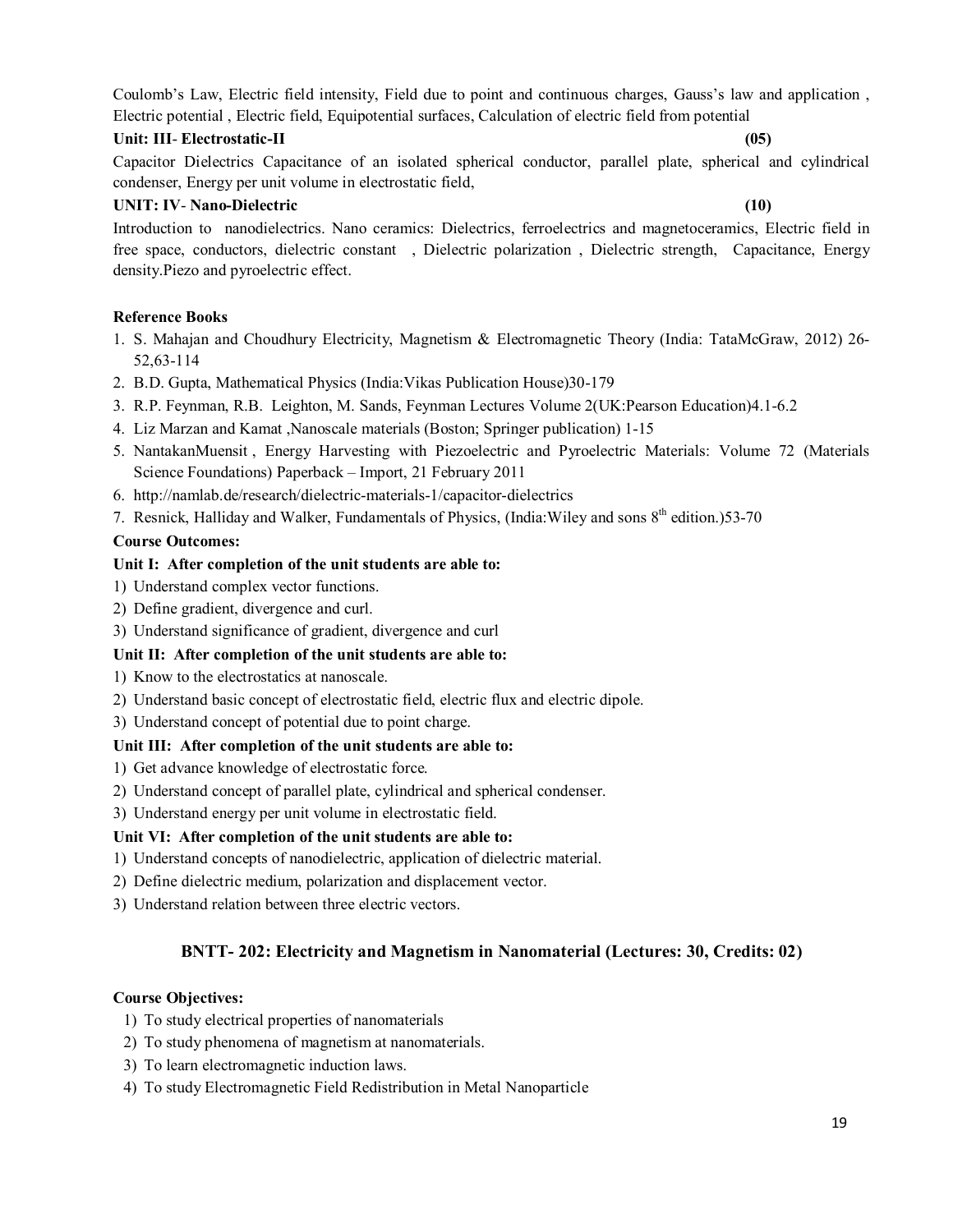Coulomb's Law, Electric field intensity, Field due to point and continuous charges, Gauss's law and application , Electric potential , Electric field, Equipotential surfaces, Calculation of electric field from potential

**Unit: III- Electrostatic-II (05)**

Capacitor Dielectrics Capacitance of an isolated spherical conductor, parallel plate, spherical and cylindrical condenser, Energy per unit volume in electrostatic field,

**UNIT: IV- Nano-Dielectric (10)**

Introduction to nanodielectrics. Nano ceramics: Dielectrics, ferroelectrics and magnetoceramics, Electric field in free space, conductors, dielectric constant , Dielectric polarization , Dielectric strength, Capacitance, Energy density.Piezo and pyroelectric effect.

**Reference Books**

1. S. Mahajan and Choudhury Electricity, Magnetism & Electromagnetic Theory (India: TataMcGraw, 2012) 26-52,63-114
2. B.D. Gupta, Mathematical Physics (India:Vikas Publication House)30-179
3. R.P. Feynman, R.B. Leighton, M. Sands, Feynman Lectures Volume 2(UK:Pearson Education)4.1-6.2
4. Liz Marzan and Kamat ,Nanoscale materials (Boston; Springer publication) 1-15
5. NantakanMuensit , Energy Harvesting with Piezoelectric and Pyroelectric Materials: Volume 72 (Materials Science Foundations) Paperback – Import, 21 February 2011
6. http://namlab.de/research/dielectric-materials-1/capacitor-dielectrics
7. Resnick, Halliday and Walker, Fundamentals of Physics, (India:Wiley and sons 8th edition.)53-70

**Course Outcomes:**

**Unit I: After completion of the unit students are able to:**

1) Understand complex vector functions.
2) Define gradient, divergence and curl.
3) Understand significance of gradient, divergence and curl

**Unit II: After completion of the unit students are able to:**

1) Know to the electrostatics at nanoscale.
2) Understand basic concept of electrostatic field, electric flux and electric dipole.
3) Understand concept of potential due to point charge.

**Unit III: After completion of the unit students are able to:**

1) Get advance knowledge of electrostatic force.
2) Understand concept of parallel plate, cylindrical and spherical condenser.
3) Understand energy per unit volume in electrostatic field.

**Unit VI: After completion of the unit students are able to:**

1) Understand concepts of nanodielectric, application of dielectric material.
2) Define dielectric medium, polarization and displacement vector.
3) Understand relation between three electric vectors.

## BNTT- 202: Electricity and Magnetism in Nanomaterial (Lectures: 30, Credits: 02)

**Course Objectives:**

1) To study electrical properties of nanomaterials
2) To study phenomena of magnetism at nanomaterials.
3) To learn electromagnetic induction laws.
4) To study Electromagnetic Field Redistribution in Metal Nanoparticle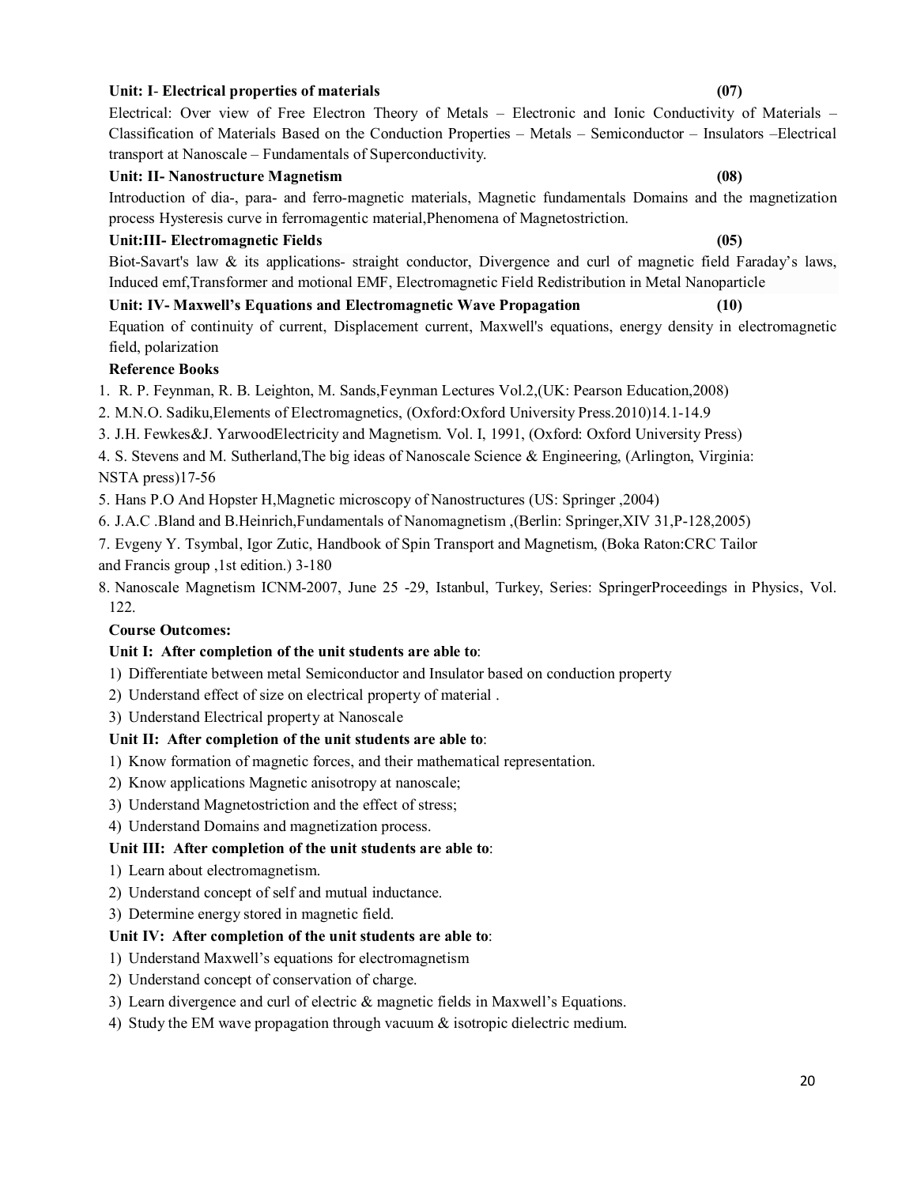**Unit: I- Electrical properties of materials (07)**

Electrical: Over view of Free Electron Theory of Metals – Electronic and Ionic Conductivity of Materials – Classification of Materials Based on the Conduction Properties – Metals – Semiconductor – Insulators –Electrical transport at Nanoscale – Fundamentals of Superconductivity.

**Unit: II- Nanostructure Magnetism (08)**

Introduction of dia-, para- and ferro-magnetic materials, Magnetic fundamentals Domains and the magnetization process Hysteresis curve in ferromagentic material,Phenomena of Magnetostriction.

**Unit:III- Electromagnetic Fields (05)**

Biot-Savart's law & its applications- straight conductor, Divergence and curl of magnetic field Faraday's laws, Induced emf,Transformer and motional EMF, Electromagnetic Field Redistribution in Metal Nanoparticle

**Unit: IV- Maxwell's Equations and Electromagnetic Wave Propagation (10)**

Equation of continuity of current, Displacement current, Maxwell's equations, energy density in electromagnetic field, polarization

**Reference Books**

1. R. P. Feynman, R. B. Leighton, M. Sands,Feynman Lectures Vol.2,(UK: Pearson Education,2008)
2. M.N.O. Sadiku,Elements of Electromagnetics, (Oxford:Oxford University Press.2010)14.1-14.9
3. J.H. Fewkes&J. YarwoodElectricity and Magnetism. Vol. I, 1991, (Oxford: Oxford University Press)
4. S. Stevens and M. Sutherland,The big ideas of Nanoscale Science & Engineering, (Arlington, Virginia: NSTA press)17-56
5. Hans P.O And Hopster H,Magnetic microscopy of Nanostructures (US: Springer ,2004)
6. J.A.C .Bland and B.Heinrich,Fundamentals of Nanomagnetism ,(Berlin: Springer,XIV 31,P-128,2005)
7. Evgeny Y. Tsymbal, Igor Zutic, Handbook of Spin Transport and Magnetism, (Boka Raton:CRC Tailor and Francis group ,1st edition.) 3-180
8. Nanoscale Magnetism ICNM-2007, June 25 -29, Istanbul, Turkey, Series: SpringerProceedings in Physics, Vol. 122.

**Course Outcomes:**

**Unit I: After completion of the unit students are able to**:

1) Differentiate between metal Semiconductor and Insulator based on conduction property
2) Understand effect of size on electrical property of material .
3) Understand Electrical property at Nanoscale

**Unit II: After completion of the unit students are able to**:

1) Know formation of magnetic forces, and their mathematical representation.
2) Know applications Magnetic anisotropy at nanoscale;
3) Understand Magnetostriction and the effect of stress;
4) Understand Domains and magnetization process.

**Unit III: After completion of the unit students are able to**:

1) Learn about electromagnetism.
2) Understand concept of self and mutual inductance.
3) Determine energy stored in magnetic field.

**Unit IV: After completion of the unit students are able to**:

1) Understand Maxwell's equations for electromagnetism
2) Understand concept of conservation of charge.
3) Learn divergence and curl of electric & magnetic fields in Maxwell's Equations.
4) Study the EM wave propagation through vacuum & isotropic dielectric medium.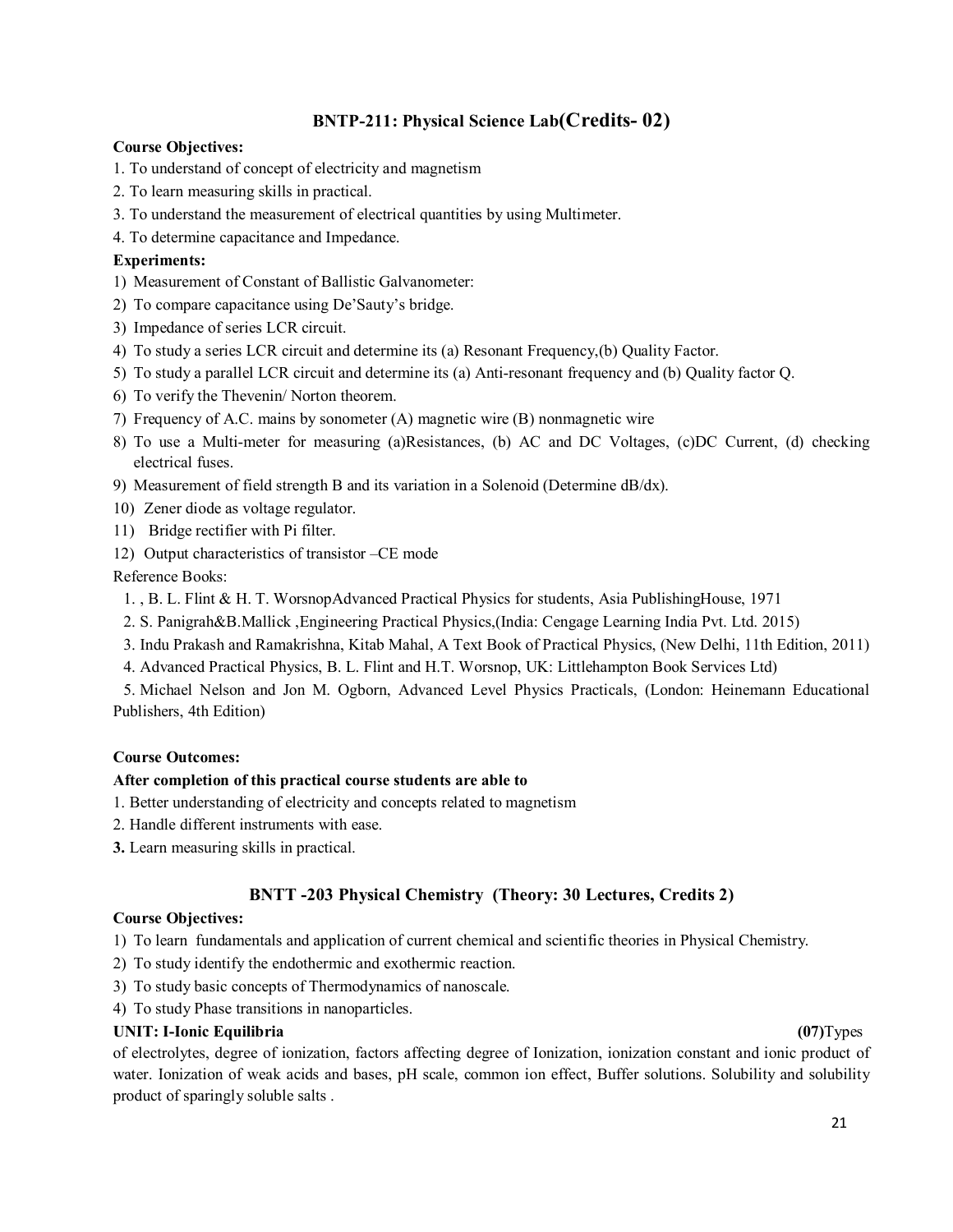## BNTP-211: Physical Science Lab(Credits- 02)

**Course Objectives:**

1. To understand of concept of electricity and magnetism
2. To learn measuring skills in practical.
3. To understand the measurement of electrical quantities by using Multimeter.
4. To determine capacitance and Impedance.

**Experiments:**

1) Measurement of Constant of Ballistic Galvanometer:
2) To compare capacitance using De'Sauty's bridge.
3) Impedance of series LCR circuit.
4) To study a series LCR circuit and determine its (a) Resonant Frequency,(b) Quality Factor.
5) To study a parallel LCR circuit and determine its (a) Anti-resonant frequency and (b) Quality factor Q.
6) To verify the Thevenin/ Norton theorem.
7) Frequency of A.C. mains by sonometer (A) magnetic wire (B) nonmagnetic wire
8) To use a Multi-meter for measuring (a)Resistances, (b) AC and DC Voltages, (c)DC Current, (d) checking electrical fuses.
9) Measurement of field strength B and its variation in a Solenoid (Determine dB/dx).
10) Zener diode as voltage regulator.
11) Bridge rectifier with Pi filter.
12) Output characteristics of transistor –CE mode

Reference Books:

1. , B. L. Flint & H. T. WorsnopAdvanced Practical Physics for students, Asia PublishingHouse, 1971
2. S. Panigrah&B.Mallick ,Engineering Practical Physics,(India: Cengage Learning India Pvt. Ltd. 2015)
3. Indu Prakash and Ramakrishna, Kitab Mahal, A Text Book of Practical Physics, (New Delhi, 11th Edition, 2011)
4. Advanced Practical Physics, B. L. Flint and H.T. Worsnop, UK: Littlehampton Book Services Ltd)
5. Michael Nelson and Jon M. Ogborn, Advanced Level Physics Practicals, (London: Heinemann Educational Publishers, 4th Edition)

**Course Outcomes:**

**After completion of this practical course students are able to**

1. Better understanding of electricity and concepts related to magnetism
2. Handle different instruments with ease.
3. Learn measuring skills in practical.

## BNTT -203 Physical Chemistry (Theory: 30 Lectures, Credits 2)

**Course Objectives:**

1) To learn fundamentals and application of current chemical and scientific theories in Physical Chemistry.
2) To study identify the endothermic and exothermic reaction.
3) To study basic concepts of Thermodynamics of nanoscale.
4) To study Phase transitions in nanoparticles.

**UNIT: I-Ionic Equilibria** **(07)**

Types of electrolytes, degree of ionization, factors affecting degree of Ionization, ionization constant and ionic product of water. Ionization of weak acids and bases, pH scale, common ion effect, Buffer solutions. Solubility and solubility product of sparingly soluble salts .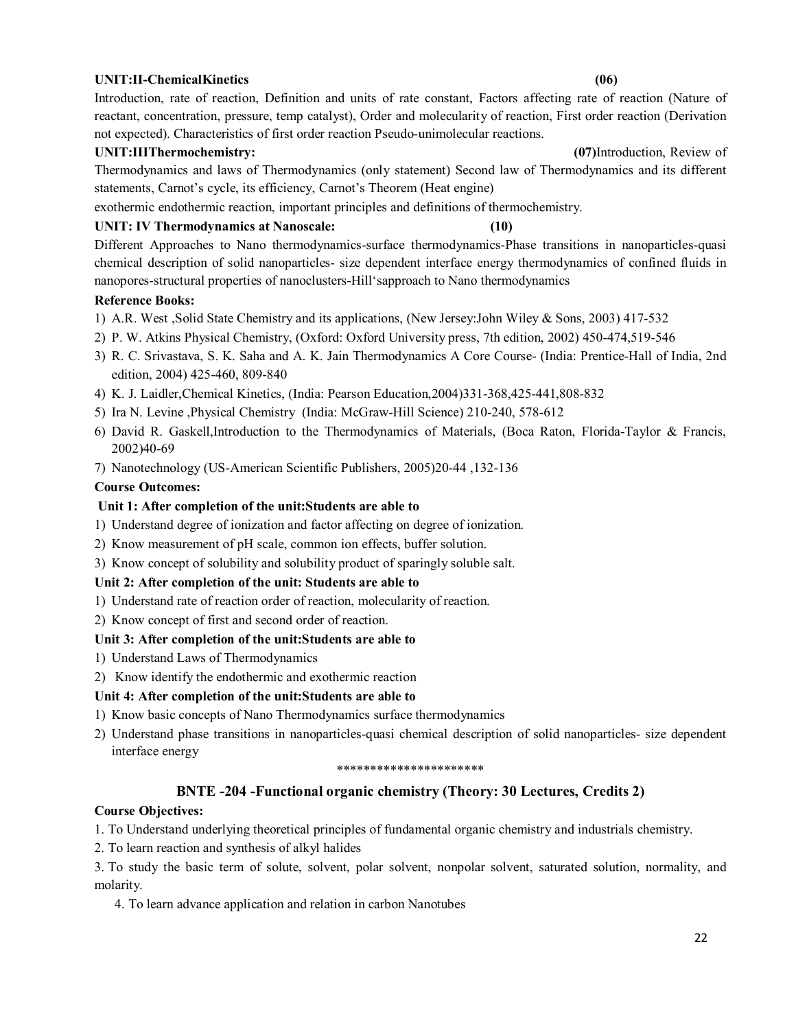**UNIT:II-ChemicalKinetics (06)**

Introduction, rate of reaction, Definition and units of rate constant, Factors affecting rate of reaction (Nature of reactant, concentration, pressure, temp catalyst), Order and molecularity of reaction, First order reaction (Derivation not expected). Characteristics of first order reaction Pseudo-unimolecular reactions.

**UNIT:IIIThermochemistry: (07)**Introduction, Review of Thermodynamics and laws of Thermodynamics (only statement) Second law of Thermodynamics and its different statements, Carnot's cycle, its efficiency, Carnot's Theorem (Heat engine)

exothermic endothermic reaction, important principles and definitions of thermochemistry.

**UNIT: IV Thermodynamics at Nanoscale: (10)**

Different Approaches to Nano thermodynamics-surface thermodynamics-Phase transitions in nanoparticles-quasi chemical description of solid nanoparticles- size dependent interface energy thermodynamics of confined fluids in nanopores-structural properties of nanoclusters-Hill'sapproach to Nano thermodynamics

**Reference Books:**

1) A.R. West ,Solid State Chemistry and its applications, (New Jersey:John Wiley & Sons, 2003) 417-532
2) P. W. Atkins Physical Chemistry, (Oxford: Oxford University press, 7th edition, 2002) 450-474,519-546
3) R. C. Srivastava, S. K. Saha and A. K. Jain Thermodynamics A Core Course- (India: Prentice-Hall of India, 2nd edition, 2004) 425-460, 809-840
4) K. J. Laidler,Chemical Kinetics, (India: Pearson Education,2004)331-368,425-441,808-832
5) Ira N. Levine ,Physical Chemistry (India: McGraw-Hill Science) 210-240, 578-612
6) David R. Gaskell,Introduction to the Thermodynamics of Materials, (Boca Raton, Florida-Taylor & Francis, 2002)40-69
7) Nanotechnology (US-American Scientific Publishers, 2005)20-44 ,132-136

**Course Outcomes:**

**Unit 1: After completion of the unit:Students are able to**

1) Understand degree of ionization and factor affecting on degree of ionization.
2) Know measurement of pH scale, common ion effects, buffer solution.
3) Know concept of solubility and solubility product of sparingly soluble salt.

**Unit 2: After completion of the unit: Students are able to**

1) Understand rate of reaction order of reaction, molecularity of reaction.
2) Know concept of first and second order of reaction.

**Unit 3: After completion of the unit:Students are able to**

1) Understand Laws of Thermodynamics
2) Know identify the endothermic and exothermic reaction

**Unit 4: After completion of the unit:Students are able to**

1) Know basic concepts of Nano Thermodynamics surface thermodynamics
2) Understand phase transitions in nanoparticles-quasi chemical description of solid nanoparticles- size dependent interface energy

**********************

## BNTE -204 -Functional organic chemistry (Theory: 30 Lectures, Credits 2)

**Course Objectives:**

1. To Understand underlying theoretical principles of fundamental organic chemistry and industrials chemistry.
2. To learn reaction and synthesis of alkyl halides
3. To study the basic term of solute, solvent, polar solvent, nonpolar solvent, saturated solution, normality, and molarity.
4. To learn advance application and relation in carbon Nanotubes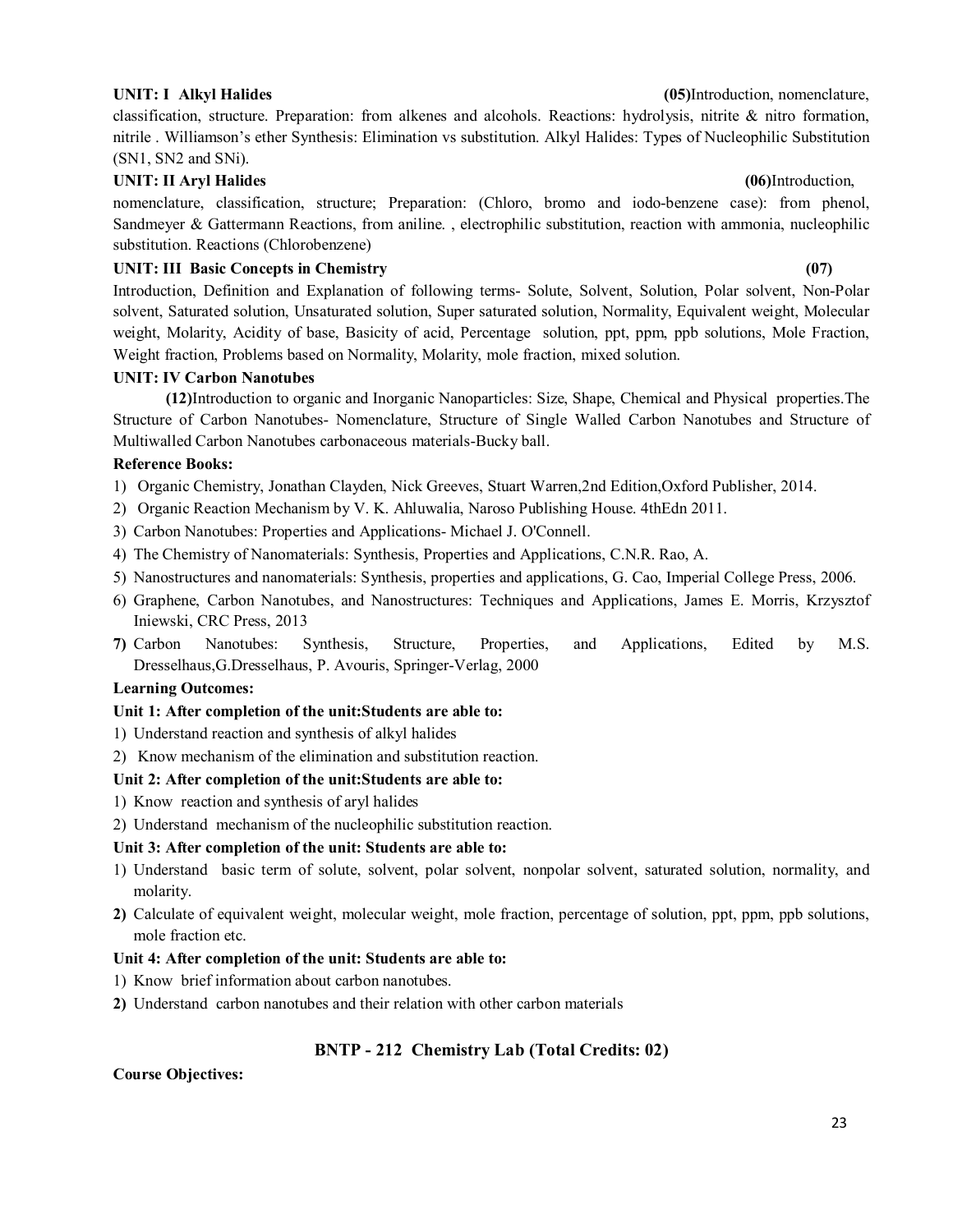**UNIT: I Alkyl Halides** **(05)**Introduction, nomenclature, classification, structure. Preparation: from alkenes and alcohols. Reactions: hydrolysis, nitrite & nitro formation, nitrile . Williamson's ether Synthesis: Elimination vs substitution. Alkyl Halides: Types of Nucleophilic Substitution (SN1, SN2 and SNi).

**UNIT: II Aryl Halides** **(06)**Introduction, nomenclature, classification, structure; Preparation: (Chloro, bromo and iodo-benzene case): from phenol, Sandmeyer & Gattermann Reactions, from aniline. , electrophilic substitution, reaction with ammonia, nucleophilic substitution. Reactions (Chlorobenzene)

**UNIT: III Basic Concepts in Chemistry** **(07)**

Introduction, Definition and Explanation of following terms- Solute, Solvent, Solution, Polar solvent, Non-Polar solvent, Saturated solution, Unsaturated solution, Super saturated solution, Normality, Equivalent weight, Molecular weight, Molarity, Acidity of base, Basicity of acid, Percentage solution, ppt, ppm, ppb solutions, Mole Fraction, Weight fraction, Problems based on Normality, Molarity, mole fraction, mixed solution.

**UNIT: IV Carbon Nanotubes**

**(12)**Introduction to organic and Inorganic Nanoparticles: Size, Shape, Chemical and Physical properties.The Structure of Carbon Nanotubes- Nomenclature, Structure of Single Walled Carbon Nanotubes and Structure of Multiwalled Carbon Nanotubes carbonaceous materials-Bucky ball.

**Reference Books:**

1) Organic Chemistry, Jonathan Clayden, Nick Greeves, Stuart Warren,2nd Edition,Oxford Publisher, 2014.
2) Organic Reaction Mechanism by V. K. Ahluwalia, Naroso Publishing House. 4thEdn 2011.
3) Carbon Nanotubes: Properties and Applications- Michael J. O'Connell.
4) The Chemistry of Nanomaterials: Synthesis, Properties and Applications, C.N.R. Rao, A.
5) Nanostructures and nanomaterials: Synthesis, properties and applications, G. Cao, Imperial College Press, 2006.
6) Graphene, Carbon Nanotubes, and Nanostructures: Techniques and Applications, James E. Morris, Krzysztof Iniewski, CRC Press, 2013
7) Carbon Nanotubes: Synthesis, Structure, Properties, and Applications, Edited by M.S. Dresselhaus,G.Dresselhaus, P. Avouris, Springer-Verlag, 2000

**Learning Outcomes:**

**Unit 1: After completion of the unit:Students are able to:**

1) Understand reaction and synthesis of alkyl halides
2) Know mechanism of the elimination and substitution reaction.

**Unit 2: After completion of the unit:Students are able to:**

1) Know reaction and synthesis of aryl halides
2) Understand mechanism of the nucleophilic substitution reaction.

**Unit 3: After completion of the unit: Students are able to:**

1) Understand basic term of solute, solvent, polar solvent, nonpolar solvent, saturated solution, normality, and molarity.
2) Calculate of equivalent weight, molecular weight, mole fraction, percentage of solution, ppt, ppm, ppb solutions, mole fraction etc.

**Unit 4: After completion of the unit: Students are able to:**

1) Know brief information about carbon nanotubes.
2) Understand carbon nanotubes and their relation with other carbon materials

## BNTP - 212 Chemistry Lab (Total Credits: 02)

**Course Objectives:**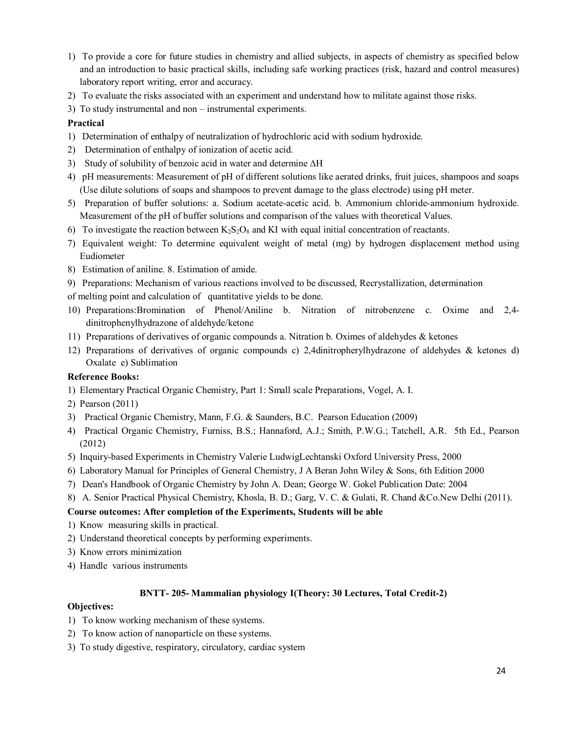1) To provide a core for future studies in chemistry and allied subjects, in aspects of chemistry as specified below and an introduction to basic practical skills, including safe working practices (risk, hazard and control measures) laboratory report writing, error and accuracy.
2) To evaluate the risks associated with an experiment and understand how to militate against those risks.
3) To study instrumental and non – instrumental experiments.

**Practical**

1) Determination of enthalpy of neutralization of hydrochloric acid with sodium hydroxide.
2) Determination of enthalpy of ionization of acetic acid.
3) Study of solubility of benzoic acid in water and determine $\Delta H$
4) pH measurements: Measurement of pH of different solutions like aerated drinks, fruit juices, shampoos and soaps (Use dilute solutions of soaps and shampoos to prevent damage to the glass electrode) using pH meter.
5) Preparation of buffer solutions: a. Sodium acetate-acetic acid. b. Ammonium chloride-ammonium hydroxide. Measurement of the pH of buffer solutions and comparison of the values with theoretical Values.
6) To investigate the reaction between $K_2S_2O_8$ and KI with equal initial concentration of reactants.
7) Equivalent weight: To determine equivalent weight of metal (mg) by hydrogen displacement method using Eudiometer
8) Estimation of aniline. 8. Estimation of amide.
9) Preparations: Mechanism of various reactions involved to be discussed, Recrystallization, determination of melting point and calculation of quantitative yields to be done.
10) Preparations:Bromination of Phenol/Aniline b. Nitration of nitrobenzene c. Oxime and 2,4-dinitrophenylhydrazone of aldehyde/ketone
11) Preparations of derivatives of organic compounds a. Nitration b. Oximes of aldehydes & ketones
12) Preparations of derivatives of organic compounds c) 2,4dinitropherylhydrazone of aldehydes & ketones d) Oxalate e) Sublimation

**Reference Books:**

1) Elementary Practical Organic Chemistry, Part 1: Small scale Preparations, Vogel, A. I.
2) Pearson (2011)
3) Practical Organic Chemistry, Mann, F.G. & Saunders, B.C. Pearson Education (2009)
4) Practical Organic Chemistry, Furniss, B.S.; Hannaford, A.J.; Smith, P.W.G.; Tatchell, A.R. 5th Ed., Pearson (2012)
5) Inquiry-based Experiments in Chemistry Valerie LudwigLechtanski Oxford University Press, 2000
6) Laboratory Manual for Principles of General Chemistry, J A Beran John Wiley & Sons, 6th Edition 2000
7) Dean's Handbook of Organic Chemistry by John A. Dean; George W. Gokel Publication Date: 2004
8) A. Senior Practical Physical Chemistry, Khosla, B. D.; Garg, V. C. & Gulati, R. Chand &Co.New Delhi (2011).

**Course outcomes: After completion of the Experiments, Students will be able**

1) Know measuring skills in practical.
2) Understand theoretical concepts by performing experiments.
3) Know errors minimization
4) Handle various instruments

**BNTT- 205- Mammalian physiology I(Theory: 30 Lectures, Total Credit-2)**

**Objectives:**

1) To know working mechanism of these systems.
2) To know action of nanoparticle on these systems.
3) To study digestive, respiratory, circulatory, cardiac system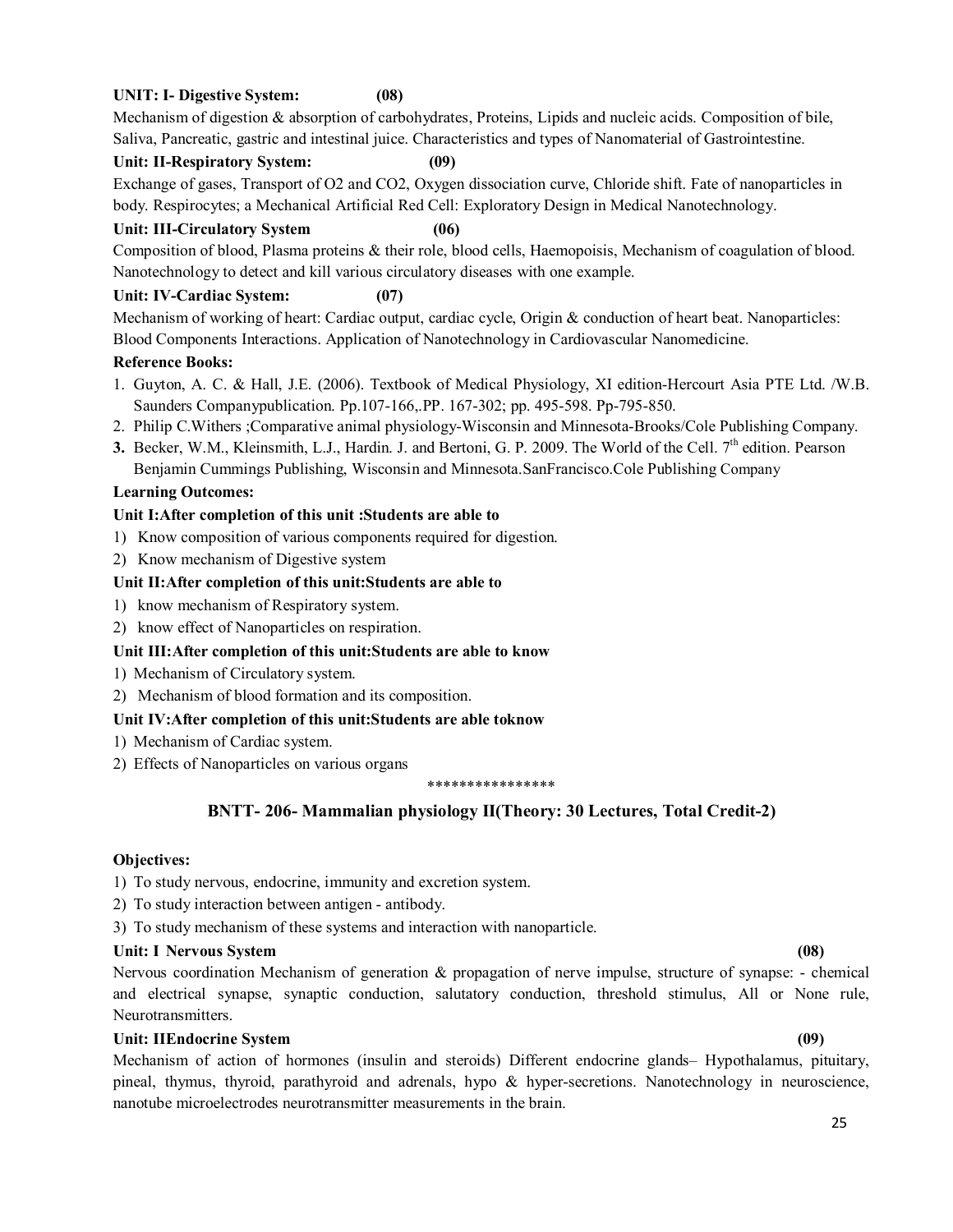**UNIT: I- Digestive System: (08)**

Mechanism of digestion & absorption of carbohydrates, Proteins, Lipids and nucleic acids. Composition of bile, Saliva, Pancreatic, gastric and intestinal juice. Characteristics and types of Nanomaterial of Gastrointestine.

**Unit: II-Respiratory System: (09)**

Exchange of gases, Transport of $O_2$ and $CO_2$, Oxygen dissociation curve, Chloride shift. Fate of nanoparticles in body. Respirocytes; a Mechanical Artificial Red Cell: Exploratory Design in Medical Nanotechnology.

**Unit: III-Circulatory System (06)**

Composition of blood, Plasma proteins & their role, blood cells, Haemopoisis, Mechanism of coagulation of blood. Nanotechnology to detect and kill various circulatory diseases with one example.

**Unit: IV-Cardiac System: (07)**

Mechanism of working of heart: Cardiac output, cardiac cycle, Origin & conduction of heart beat. Nanoparticles: Blood Components Interactions. Application of Nanotechnology in Cardiovascular Nanomedicine.

**Reference Books:**

1. Guyton, A. C. & Hall, J.E. (2006). Textbook of Medical Physiology, XI edition-Hercourt Asia PTE Ltd. /W.B. Saunders Companypublication. Pp.107-166,.PP. 167-302; pp. 495-598. Pp-795-850.
2. Philip C.Withers ;Comparative animal physiology-Wisconsin and Minnesota-Brooks/Cole Publishing Company.
3. Becker, W.M., Kleinsmith, L.J., Hardin. J. and Bertoni, G. P. 2009. The World of the Cell. 7th edition. Pearson Benjamin Cummings Publishing, Wisconsin and Minnesota.SanFrancisco.Cole Publishing Company

**Learning Outcomes:**

**Unit I:After completion of this unit :Students are able to**

1) Know composition of various components required for digestion.
2) Know mechanism of Digestive system

**Unit II:After completion of this unit:Students are able to**

1) know mechanism of Respiratory system.
2) know effect of Nanoparticles on respiration.

**Unit III:After completion of this unit:Students are able to know**

1) Mechanism of Circulatory system.
2) Mechanism of blood formation and its composition.

**Unit IV:After completion of this unit:Students are able toknow**

1) Mechanism of Cardiac system.
2) Effects of Nanoparticles on various organs

****************

## BNTT- 206- Mammalian physiology II(Theory: 30 Lectures, Total Credit-2)

**Objectives:**

1) To study nervous, endocrine, immunity and excretion system.
2) To study interaction between antigen - antibody.
3) To study mechanism of these systems and interaction with nanoparticle.

**Unit: I Nervous System (08)**

Nervous coordination Mechanism of generation & propagation of nerve impulse, structure of synapse: - chemical and electrical synapse, synaptic conduction, salutatory conduction, threshold stimulus, All or None rule, Neurotransmitters.

**Unit: IIEndocrine System (09)**

Mechanism of action of hormones (insulin and steroids) Different endocrine glands– Hypothalamus, pituitary, pineal, thymus, thyroid, parathyroid and adrenals, hypo & hyper-secretions. Nanotechnology in neuroscience, nanotube microelectrodes neurotransmitter measurements in the brain.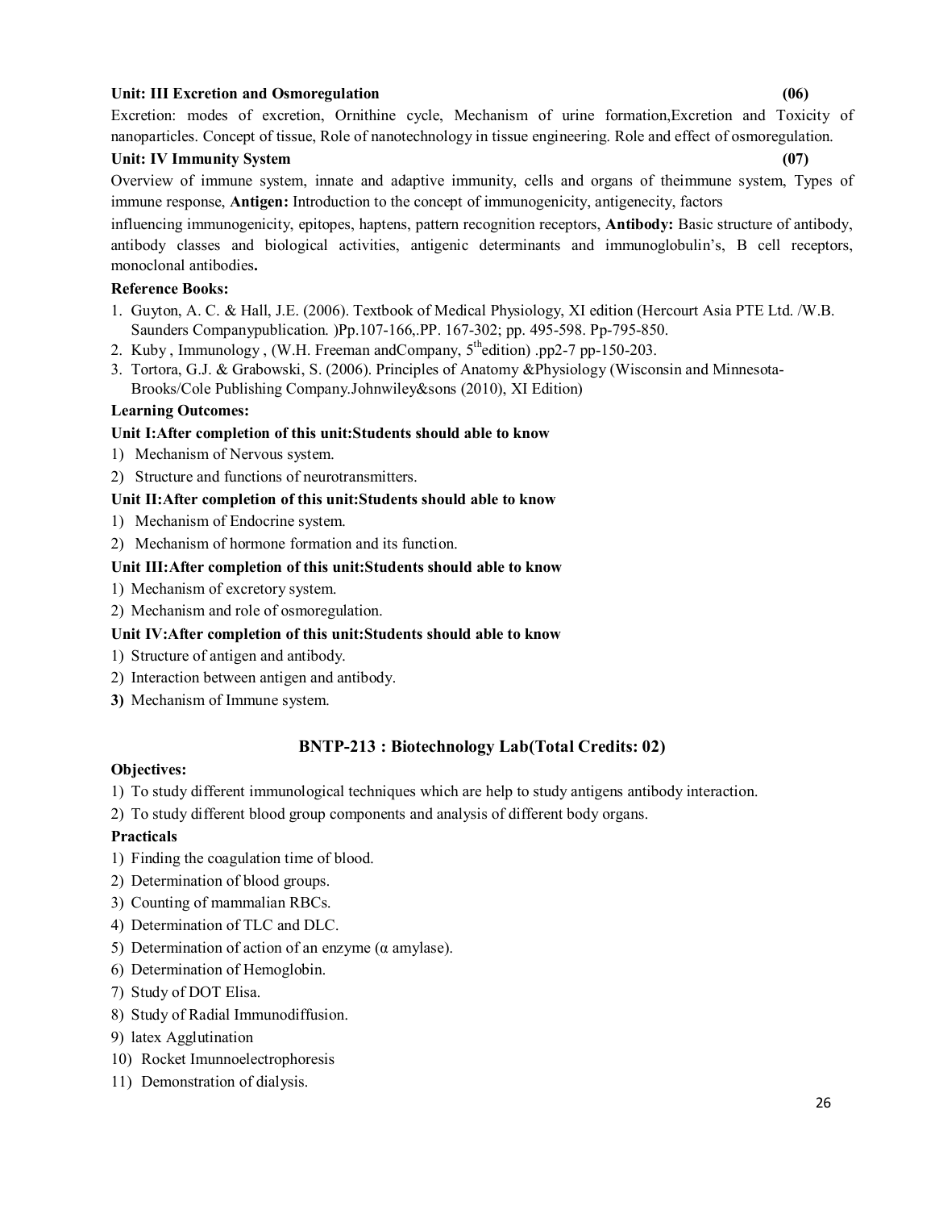**Unit: III Excretion and Osmoregulation (06)**

Excretion: modes of excretion, Ornithine cycle, Mechanism of urine formation,Excretion and Toxicity of nanoparticles. Concept of tissue, Role of nanotechnology in tissue engineering. Role and effect of osmoregulation.

**Unit: IV Immunity System (07)**

Overview of immune system, innate and adaptive immunity, cells and organs of theimmune system, Types of immune response, **Antigen:** Introduction to the concept of immunogenicity, antigenecity, factors influencing immunogenicity, epitopes, haptens, pattern recognition receptors, **Antibody:** Basic structure of antibody, antibody classes and biological activities, antigenic determinants and immunoglobulin's, B cell receptors, monoclonal antibodies**.**

**Reference Books:**

1. Guyton, A. C. & Hall, J.E. (2006). Textbook of Medical Physiology, XI edition (Hercourt Asia PTE Ltd. /W.B. Saunders Companypublication. )Pp.107-166,.PP. 167-302; pp. 495-598. Pp-795-850.
2. Kuby , Immunology , (W.H. Freeman andCompany, 5$^{th}$edition) .pp2-7 pp-150-203.
3. Tortora, G.J. & Grabowski, S. (2006). Principles of Anatomy &Physiology (Wisconsin and Minnesota-Brooks/Cole Publishing Company.Johnwiley&sons (2010), XI Edition)

**Learning Outcomes:**

**Unit I:After completion of this unit:Students should able to know**

1) Mechanism of Nervous system.
2) Structure and functions of neurotransmitters.

**Unit II:After completion of this unit:Students should able to know**

1) Mechanism of Endocrine system.
2) Mechanism of hormone formation and its function.

**Unit III:After completion of this unit:Students should able to know**

1) Mechanism of excretory system.
2) Mechanism and role of osmoregulation.

**Unit IV:After completion of this unit:Students should able to know**

1) Structure of antigen and antibody.
2) Interaction between antigen and antibody.
3) Mechanism of Immune system.

## BNTP-213 : Biotechnology Lab(Total Credits: 02)

**Objectives:**

1) To study different immunological techniques which are help to study antigens antibody interaction.
2) To study different blood group components and analysis of different body organs.

**Practicals**

1) Finding the coagulation time of blood.
2) Determination of blood groups.
3) Counting of mammalian RBCs.
4) Determination of TLC and DLC.
5) Determination of action of an enzyme (α amylase).
6) Determination of Hemoglobin.
7) Study of DOT Elisa.
8) Study of Radial Immunodiffusion.
9) latex Agglutination
10) Rocket Imunnoelectrophoresis
11) Demonstration of dialysis.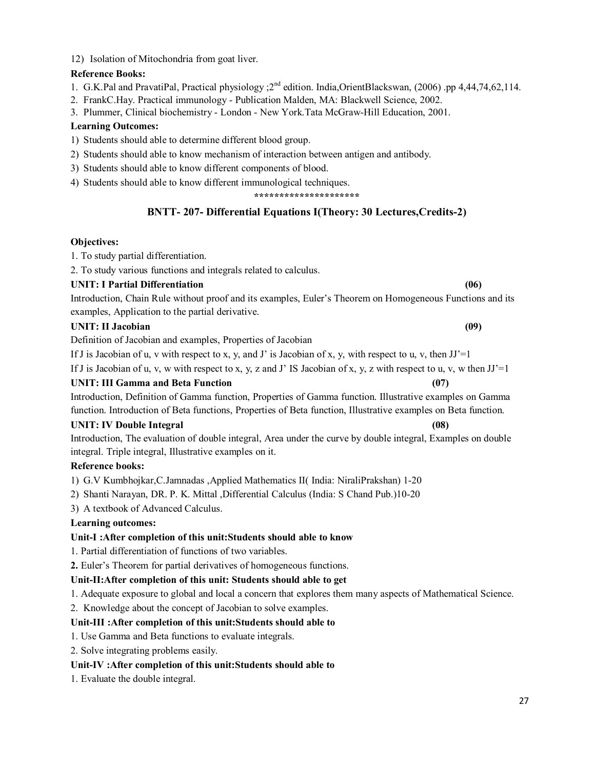12) Isolation of Mitochondria from goat liver.

**Reference Books:**

1. G.K.Pal and PravatiPal, Practical physiology ;2nd edition. India,OrientBlackswan, (2006) .pp 4,44,74,62,114.
2. FrankC.Hay. Practical immunology - Publication Malden, MA: Blackwell Science, 2002.
3. Plummer, Clinical biochemistry - London - New York.Tata McGraw-Hill Education, 2001.

**Learning Outcomes:**

1) Students should able to determine different blood group.
2) Students should able to know mechanism of interaction between antigen and antibody.
3) Students should able to know different components of blood.
4) Students should able to know different immunological techniques.

*********************

## BNTT- 207- Differential Equations I(Theory: 30 Lectures,Credits-2)

**Objectives:**

1. To study partial differentiation.
2. To study various functions and integrals related to calculus.

**UNIT: I Partial Differentiation (06)**

Introduction, Chain Rule without proof and its examples, Euler's Theorem on Homogeneous Functions and its examples, Application to the partial derivative.

**UNIT: II Jacobian (09)**

Definition of Jacobian and examples, Properties of Jacobian

If J is Jacobian of u, v with respect to x, y, and J' is Jacobian of x, y, with respect to u, v, then JJ'=1

If J is Jacobian of u, v, w with respect to x, y, z and J' IS Jacobian of x, y, z with respect to u, v, w then JJ'=1

**UNIT: III Gamma and Beta Function (07)**

Introduction, Definition of Gamma function, Properties of Gamma function. Illustrative examples on Gamma function. Introduction of Beta functions, Properties of Beta function, Illustrative examples on Beta function.

**UNIT: IV Double Integral (08)**

Introduction, The evaluation of double integral, Area under the curve by double integral, Examples on double integral. Triple integral, Illustrative examples on it.

**Reference books:**

1) G.V Kumbhojkar,C.Jamnadas ,Applied Mathematics II( India: NiraliPrakshan) 1-20
2) Shanti Narayan, DR. P. K. Mittal ,Differential Calculus (India: S Chand Pub.)10-20
3) A textbook of Advanced Calculus.

**Learning outcomes:**

**Unit-I :After completion of this unit:Students should able to know**

1. Partial differentiation of functions of two variables.
2. Euler's Theorem for partial derivatives of homogeneous functions.

**Unit-II:After completion of this unit: Students should able to get**

1. Adequate exposure to global and local a concern that explores them many aspects of Mathematical Science.
2. Knowledge about the concept of Jacobian to solve examples.

**Unit-III :After completion of this unit:Students should able to**

1. Use Gamma and Beta functions to evaluate integrals.
2. Solve integrating problems easily.

**Unit-IV :After completion of this unit:Students should able to**

1. Evaluate the double integral.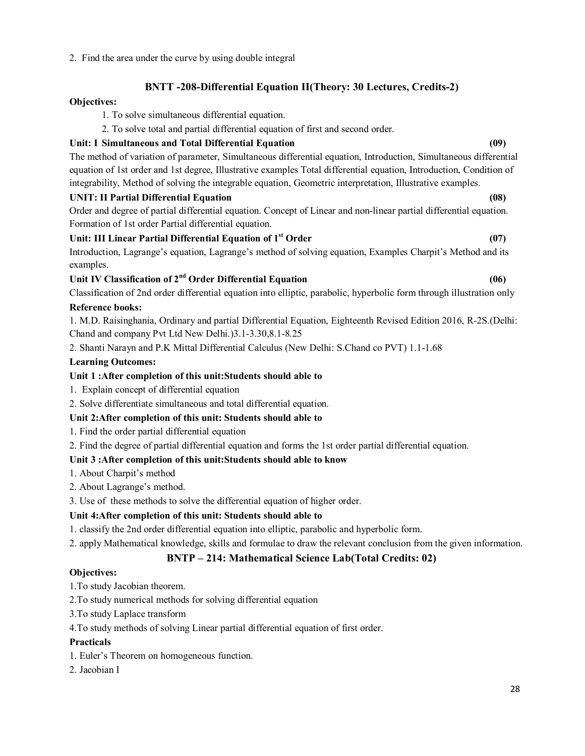2. Find the area under the curve by using double integral

## BNTT -208-Differential Equation II(Theory: 30 Lectures, Credits-2)

**Objectives:**

1. To solve simultaneous differential equation.
2. To solve total and partial differential equation of first and second order.

**Unit: I Simultaneous and Total Differential Equation (09)**

The method of variation of parameter, Simultaneous differential equation, Introduction, Simultaneous differential equation of 1st order and 1st degree, Illustrative examples Total differential equation, Introduction, Condition of integrability, Method of solving the integrable equation, Geometric interpretation, Illustrative examples.

**UNIT: II Partial Differential Equation (08)**

Order and degree of partial differential equation. Concept of Linear and non-linear partial differential equation. Formation of 1st order Partial differential equation.

**Unit: III Linear Partial Differential Equation of 1st Order (07)**

Introduction, Lagrange's equation, Lagrange's method of solving equation, Examples Charpit's Method and its examples.

**Unit IV Classification of 2nd Order Differential Equation (06)**

Classification of 2nd order differential equation into elliptic, parabolic, hyperbolic form through illustration only

**Reference books:**

1. M.D. Raisinghania, Ordinary and partial Differential Equation, Eighteenth Revised Edition 2016, R-2S.(Delhi: Chand and company Pvt Ltd New Delhi.)3.1-3.30,8.1-8.25
2. Shanti Narayn and P.K Mittal Differential Calculus (New Delhi: S.Chand co PVT) 1.1-1.68

**Learning Outcomes:**

**Unit 1 :After completion of this unit:Students should able to**

1. Explain concept of differential equation
2. Solve differentiate simultaneous and total differential equation.

**Unit 2:After completion of this unit: Students should able to**

1. Find the order partial differential equation
2. Find the degree of partial differential equation and forms the 1st order partial differential equation.

**Unit 3 :After completion of this unit:Students should able to know**

1. About Charpit's method
2. About Lagrange's method.
3. Use of these methods to solve the differential equation of higher order.

**Unit 4:After completion of this unit: Students should able to**

1. classify the 2nd order differential equation into elliptic, parabolic and hyperbolic form.
2. apply Mathematical knowledge, skills and formulae to draw the relevant conclusion from the given information.

## BNTP – 214: Mathematical Science Lab(Total Credits: 02)

**Objectives:**

1. To study Jacobian theorem.
2. To study numerical methods for solving differential equation
3. To study Laplace transform
4. To study methods of solving Linear partial differential equation of first order.

**Practicals**

1. Euler's Theorem on homogeneous function.
2. Jacobian I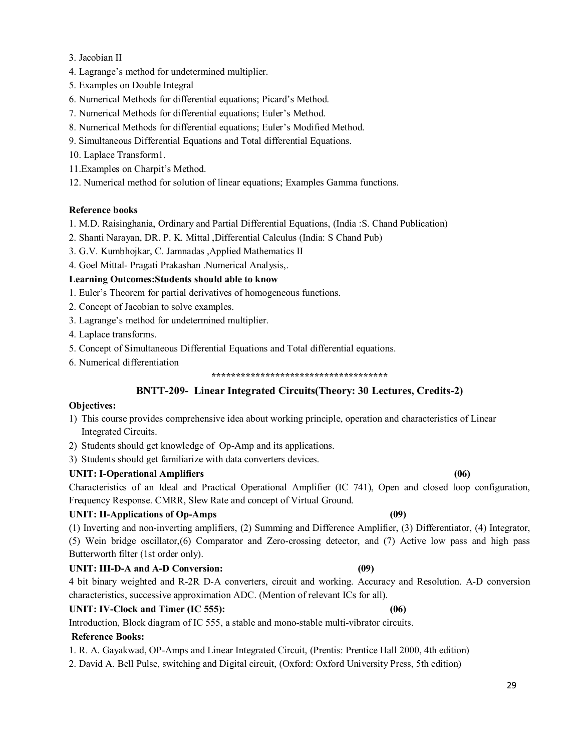3. Jacobian II
4. Lagrange’s method for undetermined multiplier.
5. Examples on Double Integral
6. Numerical Methods for differential equations; Picard’s Method.
7. Numerical Methods for differential equations; Euler’s Method.
8. Numerical Methods for differential equations; Euler’s Modified Method.
9. Simultaneous Differential Equations and Total differential Equations.
10. Laplace Transform1.
11.Examples on Charpit’s Method.
12. Numerical method for solution of linear equations; Examples Gamma functions.

**Reference books**

1. M.D. Raisinghania, Ordinary and Partial Differential Equations, (India :S. Chand Publication)
2. Shanti Narayan, DR. P. K. Mittal ,Differential Calculus (India: S Chand Pub)
3. G.V. Kumbhojkar, C. Jamnadas ,Applied Mathematics II
4. Goel Mittal- Pragati Prakashan .Numerical Analysis,.

**Learning Outcomes:Students should able to know**

1. Euler’s Theorem for partial derivatives of homogeneous functions.
2. Concept of Jacobian to solve examples.
3. Lagrange’s method for undetermined multiplier.
4. Laplace transforms.
5. Concept of Simultaneous Differential Equations and Total differential equations.
6. Numerical differentiation

************************************

## BNTT-209- Linear Integrated Circuits(Theory: 30 Lectures, Credits-2)

**Objectives:**

1) This course provides comprehensive idea about working principle, operation and characteristics of Linear Integrated Circuits.
2) Students should get knowledge of Op-Amp and its applications.
3) Students should get familiarize with data converters devices.

**UNIT: I-Operational Amplifiers (06)**

Characteristics of an Ideal and Practical Operational Amplifier (IC 741), Open and closed loop configuration, Frequency Response. CMRR, Slew Rate and concept of Virtual Ground.

**UNIT: II-Applications of Op-Amps (09)**

(1) Inverting and non-inverting amplifiers, (2) Summing and Difference Amplifier, (3) Differentiator, (4) Integrator, (5) Wein bridge oscillator,(6) Comparator and Zero-crossing detector, and (7) Active low pass and high pass Butterworth filter (1st order only).

**UNIT: III-D-A and A-D Conversion: (09)**

4 bit binary weighted and R-2R D-A converters, circuit and working. Accuracy and Resolution. A-D conversion characteristics, successive approximation ADC. (Mention of relevant ICs for all).

**UNIT: IV-Clock and Timer (IC 555): (06)**

Introduction, Block diagram of IC 555, a stable and mono-stable multi-vibrator circuits.

**Reference Books:**

1. R. A. Gayakwad, OP-Amps and Linear Integrated Circuit, (Prentis: Prentice Hall 2000, 4th edition)
2. David A. Bell Pulse, switching and Digital circuit, (Oxford: Oxford University Press, 5th edition)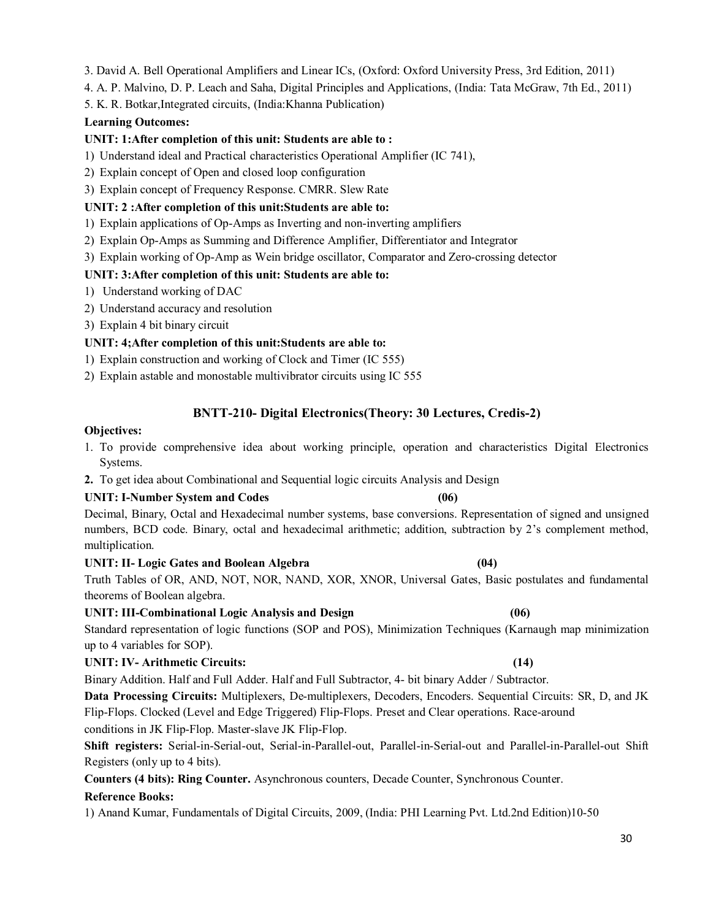3. David A. Bell Operational Amplifiers and Linear ICs, (Oxford: Oxford University Press, 3rd Edition, 2011)
4. A. P. Malvino, D. P. Leach and Saha, Digital Principles and Applications, (India: Tata McGraw, 7th Ed., 2011)
5. K. R. Botkar,Integrated circuits, (India:Khanna Publication)

**Learning Outcomes:**

**UNIT: 1:After completion of this unit: Students are able to :**

1) Understand ideal and Practical characteristics Operational Amplifier (IC 741),
2) Explain concept of Open and closed loop configuration
3) Explain concept of Frequency Response. CMRR. Slew Rate

**UNIT: 2 :After completion of this unit:Students are able to:**

1) Explain applications of Op-Amps as Inverting and non-inverting amplifiers
2) Explain Op-Amps as Summing and Difference Amplifier, Differentiator and Integrator
3) Explain working of Op-Amp as Wein bridge oscillator, Comparator and Zero-crossing detector

**UNIT: 3:After completion of this unit: Students are able to:**

1) Understand working of DAC
2) Understand accuracy and resolution
3) Explain 4 bit binary circuit

**UNIT: 4;After completion of this unit:Students are able to:**

1) Explain construction and working of Clock and Timer (IC 555)
2) Explain astable and monostable multivibrator circuits using IC 555

## BNTT-210- Digital Electronics(Theory: 30 Lectures, Credis-2)

**Objectives:**

1. To provide comprehensive idea about working principle, operation and characteristics Digital Electronics Systems.
2. To get idea about Combinational and Sequential logic circuits Analysis and Design

**UNIT: I-Number System and Codes (06)**

Decimal, Binary, Octal and Hexadecimal number systems, base conversions. Representation of signed and unsigned numbers, BCD code. Binary, octal and hexadecimal arithmetic; addition, subtraction by 2's complement method, multiplication.

**UNIT: II- Logic Gates and Boolean Algebra (04)**

Truth Tables of OR, AND, NOT, NOR, NAND, XOR, XNOR, Universal Gates, Basic postulates and fundamental theorems of Boolean algebra.

**UNIT: III-Combinational Logic Analysis and Design (06)**

Standard representation of logic functions (SOP and POS), Minimization Techniques (Karnaugh map minimization up to 4 variables for SOP).

**UNIT: IV- Arithmetic Circuits: (14)**

Binary Addition. Half and Full Adder. Half and Full Subtractor, 4- bit binary Adder / Subtractor.

**Data Processing Circuits:** Multiplexers, De-multiplexers, Decoders, Encoders. Sequential Circuits: SR, D, and JK Flip-Flops. Clocked (Level and Edge Triggered) Flip-Flops. Preset and Clear operations. Race-around conditions in JK Flip-Flop. Master-slave JK Flip-Flop.

**Shift registers:** Serial-in-Serial-out, Serial-in-Parallel-out, Parallel-in-Serial-out and Parallel-in-Parallel-out Shift Registers (only up to 4 bits).

**Counters (4 bits): Ring Counter.** Asynchronous counters, Decade Counter, Synchronous Counter.

**Reference Books:**

1) Anand Kumar, Fundamentals of Digital Circuits, 2009, (India: PHI Learning Pvt. Ltd.2nd Edition)10-50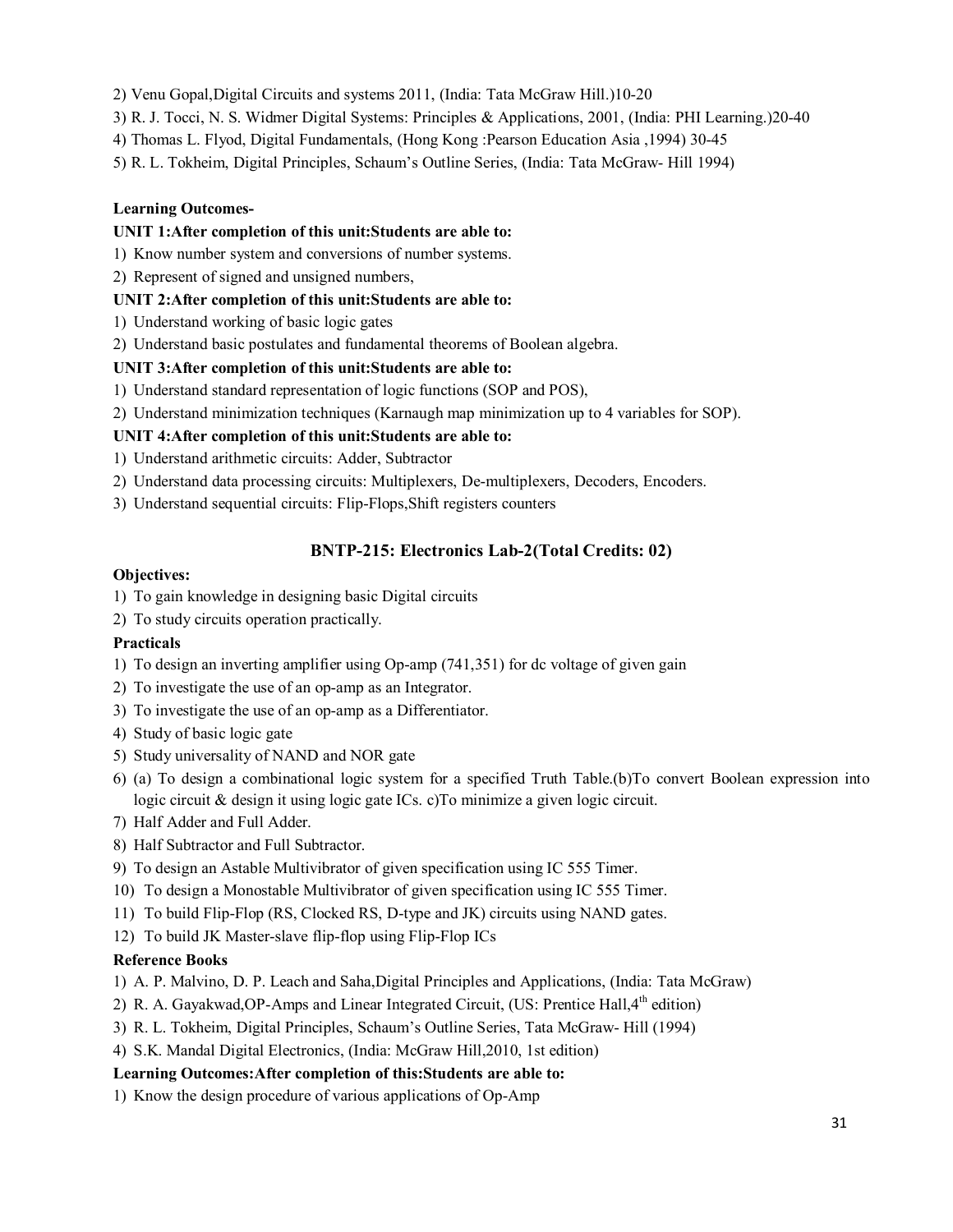2) Venu Gopal,Digital Circuits and systems 2011, (India: Tata McGraw Hill.)10-20
3) R. J. Tocci, N. S. Widmer Digital Systems: Principles & Applications, 2001, (India: PHI Learning.)20-40
4) Thomas L. Flyod, Digital Fundamentals, (Hong Kong :Pearson Education Asia ,1994) 30-45
5) R. L. Tokheim, Digital Principles, Schaum's Outline Series, (India: Tata McGraw- Hill 1994)

**Learning Outcomes-**

**UNIT 1:After completion of this unit:Students are able to:**

1) Know number system and conversions of number systems.
2) Represent of signed and unsigned numbers,

**UNIT 2:After completion of this unit:Students are able to:**

1) Understand working of basic logic gates
2) Understand basic postulates and fundamental theorems of Boolean algebra.

**UNIT 3:After completion of this unit:Students are able to:**

1) Understand standard representation of logic functions (SOP and POS),
2) Understand minimization techniques (Karnaugh map minimization up to 4 variables for SOP).

**UNIT 4:After completion of this unit:Students are able to:**

1) Understand arithmetic circuits: Adder, Subtractor
2) Understand data processing circuits: Multiplexers, De-multiplexers, Decoders, Encoders.
3) Understand sequential circuits: Flip-Flops,Shift registers counters

## BNTP-215: Electronics Lab-2(Total Credits: 02)

**Objectives:**

1) To gain knowledge in designing basic Digital circuits
2) To study circuits operation practically.

**Practicals**

1) To design an inverting amplifier using Op-amp (741,351) for dc voltage of given gain
2) To investigate the use of an op-amp as an Integrator.
3) To investigate the use of an op-amp as a Differentiator.
4) Study of basic logic gate
5) Study universality of NAND and NOR gate
6) (a) To design a combinational logic system for a specified Truth Table.(b)To convert Boolean expression into logic circuit & design it using logic gate ICs. c)To minimize a given logic circuit.
7) Half Adder and Full Adder.
8) Half Subtractor and Full Subtractor.
9) To design an Astable Multivibrator of given specification using IC 555 Timer.
10) To design a Monostable Multivibrator of given specification using IC 555 Timer.
11) To build Flip-Flop (RS, Clocked RS, D-type and JK) circuits using NAND gates.
12) To build JK Master-slave flip-flop using Flip-Flop ICs

**Reference Books**

1) A. P. Malvino, D. P. Leach and Saha,Digital Principles and Applications, (India: Tata McGraw)
2) R. A. Gayakwad,OP-Amps and Linear Integrated Circuit, (US: Prentice Hall,4th edition)
3) R. L. Tokheim, Digital Principles, Schaum's Outline Series, Tata McGraw- Hill (1994)
4) S.K. Mandal Digital Electronics, (India: McGraw Hill,2010, 1st edition)

**Learning Outcomes:After completion of this:Students are able to:**

1) Know the design procedure of various applications of Op-Amp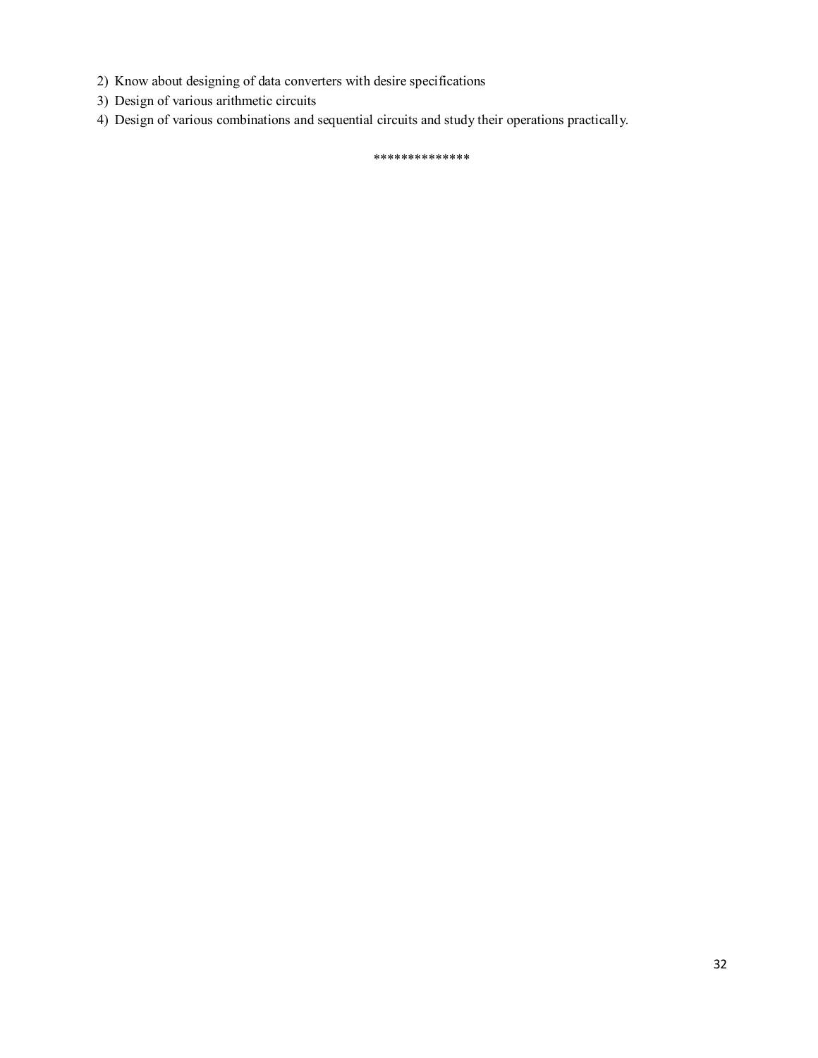2) Know about designing of data converters with desire specifications
3) Design of various arithmetic circuits
4) Design of various combinations and sequential circuits and study their operations practically.

**************